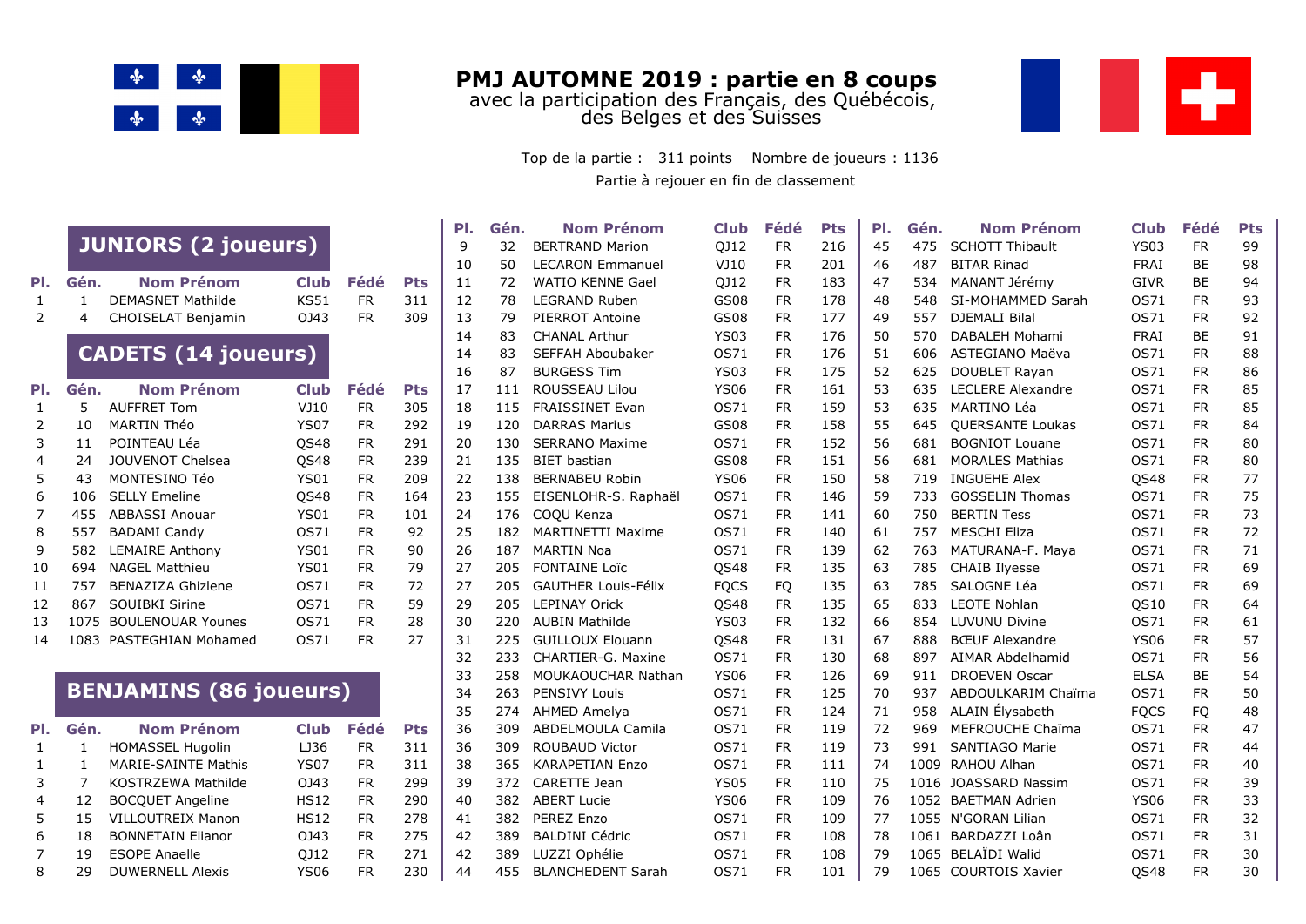# PMJ AUTOMNE 2019 : partie en 8 coups

avec la participation des Français, des Québécois, des Belges et des Suisses

Top de la partie : 311 points   Nombre de joueurs : 1136

Partie à rejouer en fin de classement

## JUNIORS (2 joueurs)

| Pl. | Gén. | Nom Prénom | Club | Fédé | Pts |
|---|---|---|---|---|---|
| 1 | 1 | DEMASNET Mathilde | KS51 | FR | 311 |
| 2 | 4 | CHOISELAT Benjamin | OJ43 | FR | 309 |

## CADETS (14 joueurs)

| Pl. | Gén. | Nom Prénom | Club | Fédé | Pts |
|---|---|---|---|---|---|
| 1 | 5 | AUFFRET Tom | VJ10 | FR | 305 |
| 2 | 10 | MARTIN Théo | YS07 | FR | 292 |
| 3 | 11 | POINTEAU Léa | QS48 | FR | 291 |
| 4 | 24 | JOUVENOT Chelsea | QS48 | FR | 239 |
| 5 | 43 | MONTESINO Téo | YS01 | FR | 209 |
| 6 | 106 | SELLY Emeline | QS48 | FR | 164 |
| 7 | 455 | ABBASSI Anouar | YS01 | FR | 101 |
| 8 | 557 | BADAMI Candy | OS71 | FR | 92 |
| 9 | 582 | LEMAIRE Anthony | YS01 | FR | 90 |
| 10 | 694 | NAGEL Matthieu | YS01 | FR | 79 |
| 11 | 757 | BENAZIZA Ghizlene | OS71 | FR | 72 |
| 12 | 867 | SOUIBKI Sirine | OS71 | FR | 59 |
| 13 | 1075 | BOULENOUAR Younes | OS71 | FR | 28 |
| 14 | 1083 | PASTEGHIAN Mohamed | OS71 | FR | 27 |

## BENJAMINS (86 joueurs)

| Pl. | Gén. | Nom Prénom | Club | Fédé | Pts |
|---|---|---|---|---|---|
| 1 | 1 | HOMASSEL Hugolin | LJ36 | FR | 311 |
| 1 | 1 | MARIE-SAINTE Mathis | YS07 | FR | 311 |
| 3 | 7 | KOSTRZEWA Mathilde | OJ43 | FR | 299 |
| 4 | 12 | BOCQUET Angeline | HS12 | FR | 290 |
| 5 | 15 | VILLOUTREIX Manon | HS12 | FR | 278 |
| 6 | 18 | BONNETAIN Elianor | OJ43 | FR | 275 |
| 7 | 19 | ESOPE Anaelle | QJ12 | FR | 271 |
| 8 | 29 | DUWERNELL Alexis | YS06 | FR | 230 |
| 9 | 32 | BERTRAND Marion | QJ12 | FR | 216 |
| 10 | 50 | LECARON Emmanuel | VJ10 | FR | 201 |
| 11 | 72 | WATIO KENNE Gael | QJ12 | FR | 183 |
| 12 | 78 | LEGRAND Ruben | GS08 | FR | 178 |
| 13 | 79 | PIERROT Antoine | GS08 | FR | 177 |
| 14 | 83 | CHANAL Arthur | YS03 | FR | 176 |
| 14 | 83 | SEFFAH Aboubaker | OS71 | FR | 176 |
| 16 | 87 | BURGESS Tim | YS03 | FR | 175 |
| 17 | 111 | ROUSSEAU Lilou | YS06 | FR | 161 |
| 18 | 115 | FRAISSINET Evan | OS71 | FR | 159 |
| 19 | 120 | DARRAS Marius | GS08 | FR | 158 |
| 20 | 130 | SERRANO Maxime | OS71 | FR | 152 |
| 21 | 135 | BIET bastian | GS08 | FR | 151 |
| 22 | 138 | BERNABEU Robin | YS06 | FR | 150 |
| 23 | 155 | EISENLOHR-S. Raphaël | OS71 | FR | 146 |
| 24 | 176 | COQU Kenza | OS71 | FR | 141 |
| 25 | 182 | MARTINETTI Maxime | OS71 | FR | 140 |
| 26 | 187 | MARTIN Noa | OS71 | FR | 139 |
| 27 | 205 | FONTAINE Loïc | QS48 | FR | 135 |
| 27 | 205 | GAUTHER Louis-Félix | FQCS | FQ | 135 |
| 29 | 205 | LEPINAY Orick | QS48 | FR | 135 |
| 30 | 220 | AUBIN Mathilde | YS03 | FR | 132 |
| 31 | 225 | GUILLOUX Elouann | QS48 | FR | 131 |
| 32 | 233 | CHARTIER-G. Maxine | OS71 | FR | 130 |
| 33 | 258 | MOUKAOUCHAR Nathan | YS06 | FR | 126 |
| 34 | 263 | PENSIVY Louis | OS71 | FR | 125 |
| 35 | 274 | AHMED Amelya | OS71 | FR | 124 |
| 36 | 309 | ABDELMOULA Camila | OS71 | FR | 119 |
| 36 | 309 | ROUBAUD Victor | OS71 | FR | 119 |
| 38 | 365 | KARAPETIAN Enzo | OS71 | FR | 111 |
| 39 | 372 | CARETTE Jean | YS05 | FR | 110 |
| 40 | 382 | ABERT Lucie | YS06 | FR | 109 |
| 41 | 382 | PEREZ Enzo | OS71 | FR | 109 |
| 42 | 389 | BALDINI Cédric | OS71 | FR | 108 |
| 42 | 389 | LUZZI Ophélie | OS71 | FR | 108 |
| 44 | 455 | BLANCHEDENT Sarah | OS71 | FR | 101 |
| 45 | 475 | SCHOTT Thibault | YS03 | FR | 99 |
| 46 | 487 | BITAR Rinad | FRAI | BE | 98 |
| 47 | 534 | MANANT Jérémy | GIVR | BE | 94 |
| 48 | 548 | SI-MOHAMMED Sarah | OS71 | FR | 93 |
| 49 | 557 | DJEMALI Bilal | OS71 | FR | 92 |
| 50 | 570 | DABALEH Mohami | FRAI | BE | 91 |
| 51 | 606 | ASTEGIANO Maëva | OS71 | FR | 88 |
| 52 | 625 | DOUBLET Rayan | OS71 | FR | 86 |
| 53 | 635 | LECLERE Alexandre | OS71 | FR | 85 |
| 53 | 635 | MARTINO Léa | OS71 | FR | 85 |
| 55 | 645 | QUERSANTE Loukas | OS71 | FR | 84 |
| 56 | 681 | BOGNIOT Louane | OS71 | FR | 80 |
| 56 | 681 | MORALES Mathias | OS71 | FR | 80 |
| 58 | 719 | INGUEHE Alex | QS48 | FR | 77 |
| 59 | 733 | GOSSELIN Thomas | OS71 | FR | 75 |
| 60 | 750 | BERTIN Tess | OS71 | FR | 73 |
| 61 | 757 | MESCHI Eliza | OS71 | FR | 72 |
| 62 | 763 | MATURANA-F. Maya | OS71 | FR | 71 |
| 63 | 785 | CHAIB Ilyesse | OS71 | FR | 69 |
| 63 | 785 | SALOGNE Léa | OS71 | FR | 69 |
| 65 | 833 | LEOTE Nohlan | QS10 | FR | 64 |
| 66 | 854 | LUVUNU Divine | OS71 | FR | 61 |
| 67 | 888 | BŒUF Alexandre | YS06 | FR | 57 |
| 68 | 897 | AIMAR Abdelhamid | OS71 | FR | 56 |
| 69 | 911 | DROEVEN Oscar | ELSA | BE | 54 |
| 70 | 937 | ABDOULKARIM Chaïma | OS71 | FR | 50 |
| 71 | 958 | ALAIN Élysabeth | FQCS | FQ | 48 |
| 72 | 969 | MEFROUCHE Chaïma | OS71 | FR | 47 |
| 73 | 991 | SANTIAGO Marie | OS71 | FR | 44 |
| 74 | 1009 | RAHOU Alhan | OS71 | FR | 40 |
| 75 | 1016 | JOASSARD Nassim | OS71 | FR | 39 |
| 76 | 1052 | BAETMAN Adrien | YS06 | FR | 33 |
| 77 | 1055 | N'GORAN Lilian | OS71 | FR | 32 |
| 78 | 1061 | BARDAZZI Loân | OS71 | FR | 31 |
| 79 | 1065 | BELAÏDI Walid | OS71 | FR | 30 |
| 79 | 1065 | COURTOIS Xavier | QS48 | FR | 30 |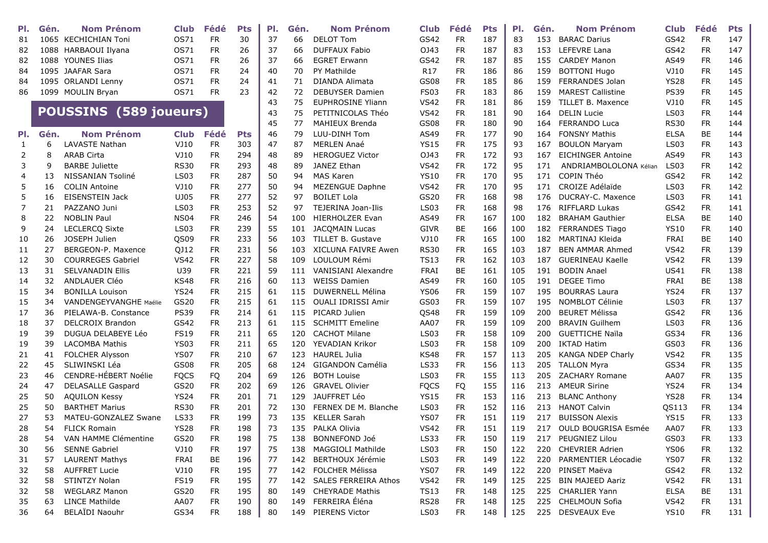| Pl. | Gén. | Nom Prénom | Club | Fédé | Pts |
|---|---|---|---|---|---|
| 81 | 1065 | KECHICHIAN Toni | OS71 | FR | 30 |
| 82 | 1088 | HARBAOUI Ilyana | OS71 | FR | 26 |
| 82 | 1088 | YOUNES Ilias | OS71 | FR | 26 |
| 84 | 1095 | JAAFAR Sara | OS71 | FR | 24 |
| 84 | 1095 | ORLANDI Lenny | OS71 | FR | 24 |
| 86 | 1099 | MOULIN Bryan | OS71 | FR | 23 |

## POUSSINS (589 joueurs)

| Pl. | Gén. | Nom Prénom | Club | Fédé | Pts |
|---|---|---|---|---|---|
| 1 | 6 | LAVASTE Nathan | VJ10 | FR | 303 |
| 2 | 8 | ARAB Cirta | VJ10 | FR | 294 |
| 3 | 9 | BARBE Juliette | RS30 | FR | 293 |
| 4 | 13 | NISSANIAN Tsoliné | LS03 | FR | 287 |
| 5 | 16 | COLIN Antoine | VJ10 | FR | 277 |
| 5 | 16 | EISENSTEIN Jack | UJ05 | FR | 277 |
| 7 | 21 | PAZZANO Juni | LS03 | FR | 253 |
| 8 | 22 | NOBLIN Paul | NS04 | FR | 246 |
| 9 | 24 | LECLERCQ Sixte | LS03 | FR | 239 |
| 10 | 26 | JOSEPH Julien | QS09 | FR | 233 |
| 11 | 27 | BERGEON-P. Maxence | QJ12 | FR | 231 |
| 12 | 30 | COURREGES Gabriel | VS42 | FR | 227 |
| 13 | 31 | SELVANADIN Ellis | U39 | FR | 221 |
| 14 | 32 | ANDLAUER Cléo | KS48 | FR | 216 |
| 15 | 34 | BONILLA Louison | YS24 | FR | 215 |
| 15 | 34 | VANDENGEYVANGHE Maélie | GS20 | FR | 215 |
| 17 | 36 | PIELAWA-B. Constance | PS39 | FR | 214 |
| 18 | 37 | DELCROIX Brandon | GS42 | FR | 213 |
| 19 | 39 | DUGUA DELABEYE Léo | FS19 | FR | 211 |
| 19 | 39 | LACOMBA Mathis | YS03 | FR | 211 |
| 21 | 41 | FOLCHER Alysson | YS07 | FR | 210 |
| 22 | 45 | SLIWINSKI Léa | GS08 | FR | 205 |
| 23 | 46 | CENDRE-HÉBERT Noélie | FQCS | FQ | 204 |
| 24 | 47 | DELASALLE Gaspard | GS20 | FR | 202 |
| 25 | 50 | AQUILON Kessy | YS24 | FR | 201 |
| 25 | 50 | BARTHET Marius | RS30 | FR | 201 |
| 27 | 53 | MATEU-GONZALEZ Swane | LS33 | FR | 199 |
| 28 | 54 | FLICK Romain | YS28 | FR | 198 |
| 28 | 54 | VAN HAMME Clémentine | GS20 | FR | 198 |
| 30 | 56 | SENNE Gabriel | VJ10 | FR | 197 |
| 31 | 57 | LAURENT Mathys | FRAI | BE | 196 |
| 32 | 58 | AUFFRET Lucie | VJ10 | FR | 195 |
| 32 | 58 | STINTZY Nolan | FS19 | FR | 195 |
| 32 | 58 | WEGLARZ Manon | GS20 | FR | 195 |
| 35 | 63 | LINCE Mathilde | AA07 | FR | 190 |
| 36 | 64 | BELAÏDI Naouhr | GS34 | FR | 188 |
| 37 | 66 | DELOT Tom | GS42 | FR | 187 |
| 37 | 66 | DUFFAUX Fabio | OJ43 | FR | 187 |
| 37 | 66 | EGRET Erwann | GS42 | FR | 187 |
| 40 | 70 | PY Mathilde | R17 | FR | 186 |
| 41 | 71 | DIANDA Alimata | GS08 | FR | 185 |
| 42 | 72 | DEBUYSER Damien | FS03 | FR | 183 |
| 43 | 75 | EUPHROSINE Yliann | VS42 | FR | 181 |
| 43 | 75 | PETITNICOLAS Théo | VS42 | FR | 181 |
| 45 | 77 | MAHIEUX Brenda | GS08 | FR | 180 |
| 46 | 79 | LUU-DINH Tom | AS49 | FR | 177 |
| 47 | 87 | MERLEN Anaé | YS15 | FR | 175 |
| 48 | 89 | HEROGUEZ Victor | OJ43 | FR | 172 |
| 48 | 89 | JANEZ Ethan | VS42 | FR | 172 |
| 50 | 94 | MAS Karen | YS10 | FR | 170 |
| 50 | 94 | MEZENGUE Daphne | VS42 | FR | 170 |
| 52 | 97 | BOILET Lola | GS20 | FR | 168 |
| 52 | 97 | TEJERINA Joan-Ilis | LS03 | FR | 168 |
| 54 | 100 | HIERHOLZER Evan | AS49 | FR | 167 |
| 55 | 101 | JACQMAIN Lucas | GIVR | BE | 166 |
| 56 | 103 | TILLET B. Gustave | VJ10 | FR | 165 |
| 56 | 103 | XICLUNA FAIVRE Awen | RS30 | FR | 165 |
| 58 | 109 | LOULOUM Rémi | TS13 | FR | 162 |
| 59 | 111 | VANISIANI Alexandre | FRAI | BE | 161 |
| 60 | 113 | WEISS Damien | AS49 | FR | 160 |
| 61 | 115 | DUWERNELL Mélina | YS06 | FR | 159 |
| 61 | 115 | OUALI IDRISSI Amir | GS03 | FR | 159 |
| 61 | 115 | PICARD Julien | QS48 | FR | 159 |
| 61 | 115 | SCHMITT Emeline | AA07 | FR | 159 |
| 65 | 120 | CACHOT Milane | LS03 | FR | 158 |
| 65 | 120 | YEVADIAN Krikor | LS03 | FR | 158 |
| 67 | 123 | HAUREL Julia | KS48 | FR | 157 |
| 68 | 124 | GIGANDON Camélia | LS33 | FR | 156 |
| 69 | 126 | BOTH Louise | LS03 | FR | 155 |
| 69 | 126 | GRAVEL Olivier | FQCS | FQ | 155 |
| 71 | 129 | JAUFFRET Léo | YS15 | FR | 153 |
| 72 | 130 | FERNEX DE M. Blanche | LS03 | FR | 152 |
| 73 | 135 | KELLER Sarah | YS07 | FR | 151 |
| 73 | 135 | PALKA Olivia | VS42 | FR | 151 |
| 75 | 138 | BONNEFOND Joé | LS33 | FR | 150 |
| 75 | 138 | MAGGIOLI Mathilde | LS03 | FR | 150 |
| 77 | 142 | BERTHOUX Jérémie | LS03 | FR | 149 |
| 77 | 142 | FOLCHER Mélissa | YS07 | FR | 149 |
| 77 | 142 | SALES FERREIRA Athos | VS42 | FR | 149 |
| 80 | 149 | CHEYRADE Mathis | TS13 | FR | 148 |
| 80 | 149 | FERREIRA Éléna | RS28 | FR | 148 |
| 80 | 149 | PIERENS Victor | LS03 | FR | 148 |
| 83 | 153 | BARAC Darius | GS42 | FR | 147 |
| 83 | 153 | LEFEVRE Lana | GS42 | FR | 147 |
| 85 | 155 | CARDEY Manon | AS49 | FR | 146 |
| 86 | 159 | BOTTONI Hugo | VJ10 | FR | 145 |
| 86 | 159 | FERRANDES Jolan | YS28 | FR | 145 |
| 86 | 159 | MAREST Callistine | PS39 | FR | 145 |
| 86 | 159 | TILLET B. Maxence | VJ10 | FR | 145 |
| 90 | 164 | DELIN Lucie | LS03 | FR | 144 |
| 90 | 164 | FERRANDO Luca | RS30 | FR | 144 |
| 90 | 164 | FONSNY Mathis | ELSA | BE | 144 |
| 93 | 167 | BOULON Maryam | LS03 | FR | 143 |
| 93 | 167 | EICHINGER Antoine | AS49 | FR | 143 |
| 95 | 171 | ANDRIAMBOLOLONA Kélian | LS03 | FR | 142 |
| 95 | 171 | COPIN Théo | GS42 | FR | 142 |
| 95 | 171 | CROIZE Adélaïde | LS03 | FR | 142 |
| 98 | 176 | DUCRAY-C. Maxence | LS03 | FR | 141 |
| 98 | 176 | RIFFLARD Lukas | GS42 | FR | 141 |
| 100 | 182 | BRAHAM Gauthier | ELSA | BE | 140 |
| 100 | 182 | FERRANDES Tiago | YS10 | FR | 140 |
| 100 | 182 | MARTINAJ Kleida | FRAI | BE | 140 |
| 103 | 187 | BEN AMMAR Ahmed | VS42 | FR | 139 |
| 103 | 187 | GUERINEAU Kaelle | VS42 | FR | 139 |
| 105 | 191 | BODIN Anael | US41 | FR | 138 |
| 105 | 191 | DEGEE Timo | FRAI | BE | 138 |
| 107 | 195 | BOURRAS Laura | YS24 | FR | 137 |
| 107 | 195 | NOMBLOT Célinie | LS03 | FR | 137 |
| 109 | 200 | BEURET Mélissa | GS42 | FR | 136 |
| 109 | 200 | BRAVIN Guilhem | LS03 | FR | 136 |
| 109 | 200 | GUETTICHE Naïla | GS34 | FR | 136 |
| 109 | 200 | IKTAD Hatim | GS03 | FR | 136 |
| 113 | 205 | KANGA NDEP Charly | VS42 | FR | 135 |
| 113 | 205 | TALLON Myra | GS34 | FR | 135 |
| 113 | 205 | ZACHARY Romane | AA07 | FR | 135 |
| 116 | 213 | AMEUR Sirine | YS24 | FR | 134 |
| 116 | 213 | BLANC Anthony | YS28 | FR | 134 |
| 116 | 213 | HANOT Calvin | QS113 | FR | 134 |
| 119 | 217 | BUISSON Alexis | YS15 | FR | 133 |
| 119 | 217 | OULD BOUGRISA Esmée | AA07 | FR | 133 |
| 119 | 217 | PEUGNIEZ Lilou | GS03 | FR | 133 |
| 122 | 220 | CHEVRIER Adrien | YS06 | FR | 132 |
| 122 | 220 | PARMENTIER Léocadie | YS07 | FR | 132 |
| 122 | 220 | PINSET Maëva | GS42 | FR | 132 |
| 125 | 225 | BIN MAJEED Aariz | VS42 | FR | 131 |
| 125 | 225 | CHARLIER Yann | ELSA | BE | 131 |
| 125 | 225 | CHELMOUN Sofia | VS42 | FR | 131 |
| 125 | 225 | DESVEAUX Eve | YS10 | FR | 131 |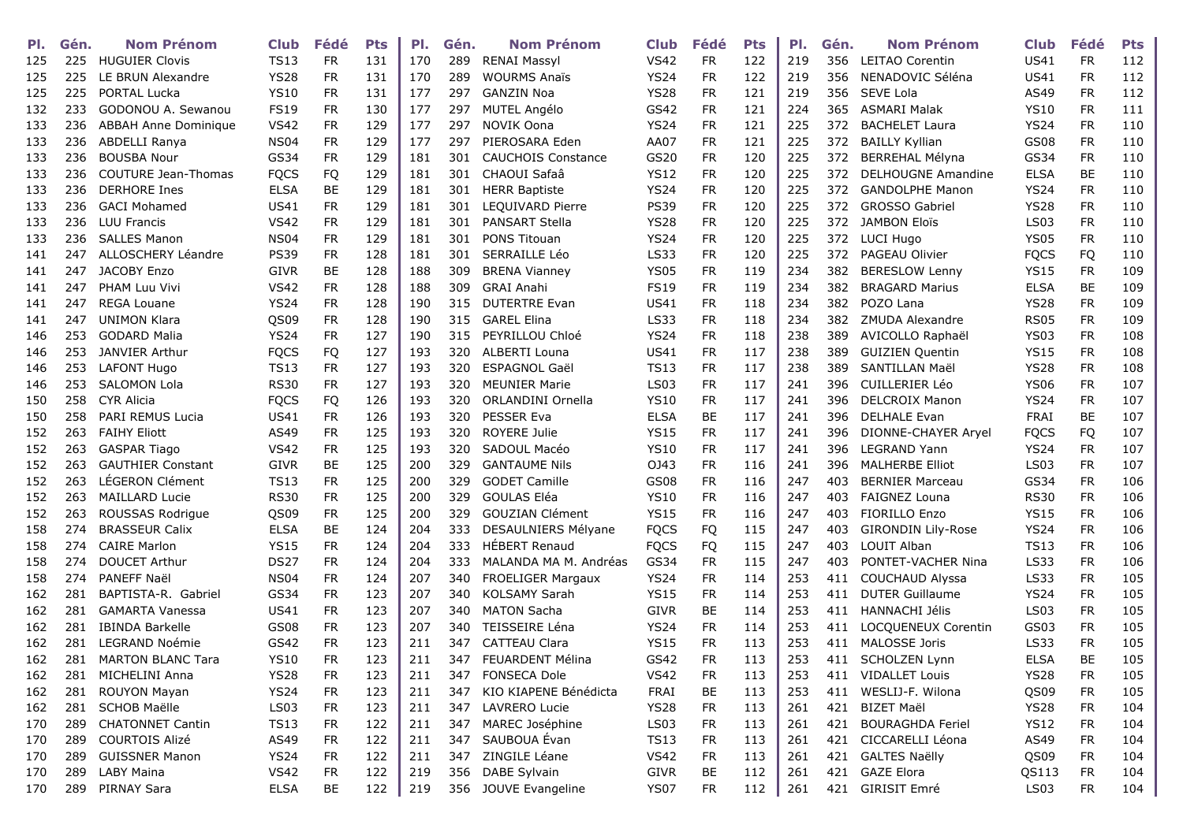| Pl. | Gén. | Nom Prénom | Club | Fédé | Pts |
|---|---|---|---|---|---|
| 125 | 225 | HUGUIER Clovis | TS13 | FR | 131 |
| 125 | 225 | LE BRUN Alexandre | YS28 | FR | 131 |
| 125 | 225 | PORTAL Lucka | YS10 | FR | 131 |
| 132 | 233 | GODONOU A. Sewanou | FS19 | FR | 130 |
| 133 | 236 | ABBAH Anne Dominique | VS42 | FR | 129 |
| 133 | 236 | ABDELLI Ranya | NS04 | FR | 129 |
| 133 | 236 | BOUSBA Nour | GS34 | FR | 129 |
| 133 | 236 | COUTURE Jean-Thomas | FQCS | FQ | 129 |
| 133 | 236 | DERHORE Ines | ELSA | BE | 129 |
| 133 | 236 | GACI Mohamed | US41 | FR | 129 |
| 133 | 236 | LUU Francis | VS42 | FR | 129 |
| 133 | 236 | SALLES Manon | NS04 | FR | 129 |
| 141 | 247 | ALLOSCHERY Léandre | PS39 | FR | 128 |
| 141 | 247 | JACOBY Enzo | GIVR | BE | 128 |
| 141 | 247 | PHAM Luu Vivi | VS42 | FR | 128 |
| 141 | 247 | REGA Louane | YS24 | FR | 128 |
| 141 | 247 | UNIMON Klara | QS09 | FR | 128 |
| 146 | 253 | GODARD Malia | YS24 | FR | 127 |
| 146 | 253 | JANVIER Arthur | FQCS | FQ | 127 |
| 146 | 253 | LAFONT Hugo | TS13 | FR | 127 |
| 146 | 253 | SALOMON Lola | RS30 | FR | 127 |
| 150 | 258 | CYR Alicia | FQCS | FQ | 126 |
| 150 | 258 | PARI REMUS Lucia | US41 | FR | 126 |
| 152 | 263 | FAIHY Eliott | AS49 | FR | 125 |
| 152 | 263 | GASPAR Tiago | VS42 | FR | 125 |
| 152 | 263 | GAUTHIER Constant | GIVR | BE | 125 |
| 152 | 263 | LÉGERON Clément | TS13 | FR | 125 |
| 152 | 263 | MAILLARD Lucie | RS30 | FR | 125 |
| 152 | 263 | ROUSSAS Rodrigue | QS09 | FR | 125 |
| 158 | 274 | BRASSEUR Calix | ELSA | BE | 124 |
| 158 | 274 | CAIRE Marlon | YS15 | FR | 124 |
| 158 | 274 | DOUCET Arthur | DS27 | FR | 124 |
| 158 | 274 | PANEFF Naël | NS04 | FR | 124 |
| 162 | 281 | BAPTISTA-R. Gabriel | GS34 | FR | 123 |
| 162 | 281 | GAMARTA Vanessa | US41 | FR | 123 |
| 162 | 281 | IBINDA Barkelle | GS08 | FR | 123 |
| 162 | 281 | LEGRAND Noémie | GS42 | FR | 123 |
| 162 | 281 | MARTON BLANC Tara | YS10 | FR | 123 |
| 162 | 281 | MICHELINI Anna | YS28 | FR | 123 |
| 162 | 281 | ROUYON Mayan | YS24 | FR | 123 |
| 162 | 281 | SCHOB Maëlle | LS03 | FR | 123 |
| 170 | 289 | CHATONNET Cantin | TS13 | FR | 122 |
| 170 | 289 | COURTOIS Alizé | AS49 | FR | 122 |
| 170 | 289 | GUISSNER Manon | YS24 | FR | 122 |
| 170 | 289 | LABY Maina | VS42 | FR | 122 |
| 170 | 289 | PIRNAY Sara | ELSA | BE | 122 |
| 170 | 289 | RENAI Massyl | VS42 | FR | 122 |
| 170 | 289 | WOURMS Anaïs | YS24 | FR | 122 |
| 177 | 297 | GANZIN Noa | YS28 | FR | 121 |
| 177 | 297 | MUTEL Angélo | GS42 | FR | 121 |
| 177 | 297 | NOVIK Oona | YS24 | FR | 121 |
| 177 | 297 | PIEROSARA Eden | AA07 | FR | 121 |
| 181 | 301 | CAUCHOIS Constance | GS20 | FR | 120 |
| 181 | 301 | CHAOUI Safaâ | YS12 | FR | 120 |
| 181 | 301 | HERR Baptiste | YS24 | FR | 120 |
| 181 | 301 | LEQUIVARD Pierre | PS39 | FR | 120 |
| 181 | 301 | PANSART Stella | YS28 | FR | 120 |
| 181 | 301 | PONS Titouan | YS24 | FR | 120 |
| 181 | 301 | SERRAILLE Léo | LS33 | FR | 120 |
| 188 | 309 | BRENA Vianney | YS05 | FR | 119 |
| 188 | 309 | GRAI Anahi | FS19 | FR | 119 |
| 190 | 315 | DUTERTRE Evan | US41 | FR | 118 |
| 190 | 315 | GAREL Elina | LS33 | FR | 118 |
| 190 | 315 | PEYRILLOU Chloé | YS24 | FR | 118 |
| 193 | 320 | ALBERTI Louna | US41 | FR | 117 |
| 193 | 320 | ESPAGNOL Gaël | TS13 | FR | 117 |
| 193 | 320 | MEUNIER Marie | LS03 | FR | 117 |
| 193 | 320 | ORLANDINI Ornella | YS10 | FR | 117 |
| 193 | 320 | PESSER Eva | ELSA | BE | 117 |
| 193 | 320 | ROYERE Julie | YS15 | FR | 117 |
| 193 | 320 | SADOUL Macéo | YS10 | FR | 117 |
| 200 | 329 | GANTAUME Nils | OJ43 | FR | 116 |
| 200 | 329 | GODET Camille | GS08 | FR | 116 |
| 200 | 329 | GOULAS Eléa | YS10 | FR | 116 |
| 200 | 329 | GOUZIAN Clément | YS15 | FR | 116 |
| 204 | 333 | DESAULNIERS Mélyane | FQCS | FQ | 115 |
| 204 | 333 | HÉBERT Renaud | FQCS | FQ | 115 |
| 204 | 333 | MALANDA MA M. Andréas | GS34 | FR | 115 |
| 207 | 340 | FROELIGER Margaux | YS24 | FR | 114 |
| 207 | 340 | KOLSAMY Sarah | YS15 | FR | 114 |
| 207 | 340 | MATON Sacha | GIVR | BE | 114 |
| 207 | 340 | TEISSEIRE Léna | YS24 | FR | 114 |
| 211 | 347 | CATTEAU Clara | YS15 | FR | 113 |
| 211 | 347 | FEUARDENT Mélina | GS42 | FR | 113 |
| 211 | 347 | FONSECA Dole | VS42 | FR | 113 |
| 211 | 347 | KIO KIAPENE Bénédicta | FRAI | BE | 113 |
| 211 | 347 | LAVRERO Lucie | YS28 | FR | 113 |
| 211 | 347 | MAREC Joséphine | LS03 | FR | 113 |
| 211 | 347 | SAUBOUA Évan | TS13 | FR | 113 |
| 211 | 347 | ZINGILE Léane | VS42 | FR | 113 |
| 219 | 356 | DABE Sylvain | GIVR | BE | 112 |
| 219 | 356 | JOUVE Evangeline | YS07 | FR | 112 |
| 219 | 356 | LEITAO Corentin | US41 | FR | 112 |
| 219 | 356 | NENADOVIC Séléna | US41 | FR | 112 |
| 219 | 356 | SEVE Lola | AS49 | FR | 112 |
| 224 | 365 | ASMARI Malak | YS10 | FR | 111 |
| 225 | 372 | BACHELET Laura | YS24 | FR | 110 |
| 225 | 372 | BAILLY Kyllian | GS08 | FR | 110 |
| 225 | 372 | BERREHAL Mélyna | GS34 | FR | 110 |
| 225 | 372 | DELHOUGNE Amandine | ELSA | BE | 110 |
| 225 | 372 | GANDOLPHE Manon | YS24 | FR | 110 |
| 225 | 372 | GROSSO Gabriel | YS28 | FR | 110 |
| 225 | 372 | JAMBON Eloïs | LS03 | FR | 110 |
| 225 | 372 | LUCI Hugo | YS05 | FR | 110 |
| 225 | 372 | PAGEAU Olivier | FQCS | FQ | 110 |
| 234 | 382 | BERESLOW Lenny | YS15 | FR | 109 |
| 234 | 382 | BRAGARD Marius | ELSA | BE | 109 |
| 234 | 382 | POZO Lana | YS28 | FR | 109 |
| 234 | 382 | ZMUDA Alexandre | RS05 | FR | 109 |
| 238 | 389 | AVICOLLO Raphaël | YS03 | FR | 108 |
| 238 | 389 | GUIZIEN Quentin | YS15 | FR | 108 |
| 238 | 389 | SANTILLAN Maël | YS28 | FR | 108 |
| 241 | 396 | CUILLERIER Léo | YS06 | FR | 107 |
| 241 | 396 | DELCROIX Manon | YS24 | FR | 107 |
| 241 | 396 | DELHALE Evan | FRAI | BE | 107 |
| 241 | 396 | DIONNE-CHAYER Aryel | FQCS | FQ | 107 |
| 241 | 396 | LEGRAND Yann | YS24 | FR | 107 |
| 241 | 396 | MALHERBE Elliot | LS03 | FR | 107 |
| 247 | 403 | BERNIER Marceau | GS34 | FR | 106 |
| 247 | 403 | FAIGNEZ Louna | RS30 | FR | 106 |
| 247 | 403 | FIORILLO Enzo | YS15 | FR | 106 |
| 247 | 403 | GIRONDIN Lily-Rose | YS24 | FR | 106 |
| 247 | 403 | LOUIT Alban | TS13 | FR | 106 |
| 247 | 403 | PONTET-VACHER Nina | LS33 | FR | 106 |
| 253 | 411 | COUCHAUD Alyssa | LS33 | FR | 105 |
| 253 | 411 | DUTER Guillaume | YS24 | FR | 105 |
| 253 | 411 | HANNACHI Jélis | LS03 | FR | 105 |
| 253 | 411 | LOCQUENEUX Corentin | GS03 | FR | 105 |
| 253 | 411 | MALOSSE Joris | LS33 | FR | 105 |
| 253 | 411 | SCHOLZEN Lynn | ELSA | BE | 105 |
| 253 | 411 | VIDALLET Louis | YS28 | FR | 105 |
| 253 | 411 | WESLIJ-F. Wilona | QS09 | FR | 105 |
| 261 | 421 | BIZET Maël | YS28 | FR | 104 |
| 261 | 421 | BOURAGHDA Feriel | YS12 | FR | 104 |
| 261 | 421 | CICCARELLI Léona | AS49 | FR | 104 |
| 261 | 421 | GALTES Naëlly | QS09 | FR | 104 |
| 261 | 421 | GAZE Elora | QS113 | FR | 104 |
| 261 | 421 | GIRISIT Emré | LS03 | FR | 104 |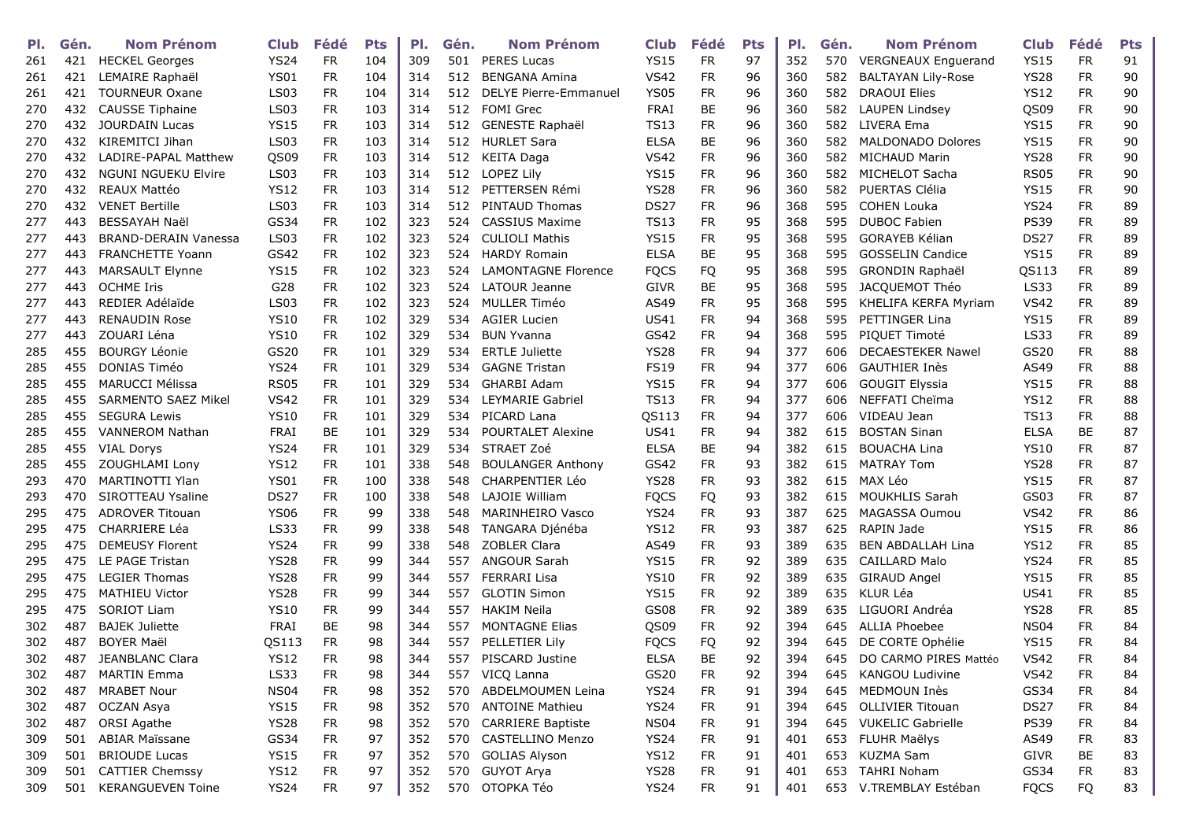| Pl. | Gén. | Nom Prénom | Club | Fédé | Pts |
|---|---|---|---|---|---|
| 261 | 421 | HECKEL Georges | YS24 | FR | 104 |
| 261 | 421 | LEMAIRE Raphaël | YS01 | FR | 104 |
| 261 | 421 | TOURNEUR Oxane | LS03 | FR | 104 |
| 270 | 432 | CAUSSE Tiphaine | LS03 | FR | 103 |
| 270 | 432 | JOURDAIN Lucas | YS15 | FR | 103 |
| 270 | 432 | KIREMITCI Jihan | LS03 | FR | 103 |
| 270 | 432 | LADIRE-PAPAL Matthew | QS09 | FR | 103 |
| 270 | 432 | NGUNI NGUEKU Elvire | LS03 | FR | 103 |
| 270 | 432 | REAUX Mattéo | YS12 | FR | 103 |
| 270 | 432 | VENET Bertille | LS03 | FR | 103 |
| 277 | 443 | BESSAYAH Naël | GS34 | FR | 102 |
| 277 | 443 | BRAND-DERAIN Vanessa | LS03 | FR | 102 |
| 277 | 443 | FRANCHETTE Yoann | GS42 | FR | 102 |
| 277 | 443 | MARSAULT Elynne | YS15 | FR | 102 |
| 277 | 443 | OCHME Iris | G28 | FR | 102 |
| 277 | 443 | REDIER Adélaïde | LS03 | FR | 102 |
| 277 | 443 | RENAUDIN Rose | YS10 | FR | 102 |
| 277 | 443 | ZOUARI Léna | YS10 | FR | 102 |
| 285 | 455 | BOURGY Léonie | GS20 | FR | 101 |
| 285 | 455 | DONIAS Timéo | YS24 | FR | 101 |
| 285 | 455 | MARUCCI Mélissa | RS05 | FR | 101 |
| 285 | 455 | SARMENTO SAEZ Mikel | VS42 | FR | 101 |
| 285 | 455 | SEGURA Lewis | YS10 | FR | 101 |
| 285 | 455 | VANNEROM Nathan | FRAI | BE | 101 |
| 285 | 455 | VIAL Dorys | YS24 | FR | 101 |
| 285 | 455 | ZOUGHLAMI Lony | YS12 | FR | 101 |
| 293 | 470 | MARTINOTTI Ylan | YS01 | FR | 100 |
| 293 | 470 | SIROTTEAU Ysaline | DS27 | FR | 100 |
| 295 | 475 | ADROVER Titouan | YS06 | FR | 99 |
| 295 | 475 | CHARRIERE Léa | LS33 | FR | 99 |
| 295 | 475 | DEMEUSY Florent | YS24 | FR | 99 |
| 295 | 475 | LE PAGE Tristan | YS28 | FR | 99 |
| 295 | 475 | LEGIER Thomas | YS28 | FR | 99 |
| 295 | 475 | MATHIEU Victor | YS28 | FR | 99 |
| 295 | 475 | SORIOT Liam | YS10 | FR | 99 |
| 302 | 487 | BAJEK Juliette | FRAI | BE | 98 |
| 302 | 487 | BOYER Maël | QS113 | FR | 98 |
| 302 | 487 | JEANBLANC Clara | YS12 | FR | 98 |
| 302 | 487 | MARTIN Emma | LS33 | FR | 98 |
| 302 | 487 | MRABET Nour | NS04 | FR | 98 |
| 302 | 487 | OCZAN Asya | YS15 | FR | 98 |
| 302 | 487 | ORSI Agathe | YS28 | FR | 98 |
| 309 | 501 | ABIAR Maïssane | GS34 | FR | 97 |
| 309 | 501 | BRIOUDE Lucas | YS15 | FR | 97 |
| 309 | 501 | CATTIER Chemssy | YS12 | FR | 97 |
| 309 | 501 | KERANGUEVEN Toine | YS24 | FR | 97 |
| 309 | 501 | PERES Lucas | YS15 | FR | 97 |
| 314 | 512 | BENGANA Amina | VS42 | FR | 96 |
| 314 | 512 | DELYE Pierre-Emmanuel | YS05 | FR | 96 |
| 314 | 512 | FOMI Grec | FRAI | BE | 96 |
| 314 | 512 | GENESTE Raphaël | TS13 | FR | 96 |
| 314 | 512 | HURLET Sara | ELSA | BE | 96 |
| 314 | 512 | KEITA Daga | VS42 | FR | 96 |
| 314 | 512 | LOPEZ Lily | YS15 | FR | 96 |
| 314 | 512 | PETTERSEN Rémi | YS28 | FR | 96 |
| 314 | 512 | PINTAUD Thomas | DS27 | FR | 96 |
| 323 | 524 | CASSIUS Maxime | TS13 | FR | 95 |
| 323 | 524 | CULIOLI Mathis | YS15 | FR | 95 |
| 323 | 524 | HARDY Romain | ELSA | BE | 95 |
| 323 | 524 | LAMONTAGNE Florence | FQCS | FQ | 95 |
| 323 | 524 | LATOUR Jeanne | GIVR | BE | 95 |
| 323 | 524 | MULLER Timéo | AS49 | FR | 95 |
| 329 | 534 | AGIER Lucien | US41 | FR | 94 |
| 329 | 534 | BUN Yvanna | GS42 | FR | 94 |
| 329 | 534 | ERTLE Juliette | YS28 | FR | 94 |
| 329 | 534 | GAGNE Tristan | FS19 | FR | 94 |
| 329 | 534 | GHARBI Adam | YS15 | FR | 94 |
| 329 | 534 | LEYMARIE Gabriel | TS13 | FR | 94 |
| 329 | 534 | PICARD Lana | QS113 | FR | 94 |
| 329 | 534 | POURTALET Alexine | US41 | FR | 94 |
| 329 | 534 | STRAET Zoé | ELSA | BE | 94 |
| 338 | 548 | BOULANGER Anthony | GS42 | FR | 93 |
| 338 | 548 | CHARPENTIER Léo | YS28 | FR | 93 |
| 338 | 548 | LAJOIE William | FQCS | FQ | 93 |
| 338 | 548 | MARINHEIRO Vasco | YS24 | FR | 93 |
| 338 | 548 | TANGARA Djénéba | YS12 | FR | 93 |
| 338 | 548 | ZOBLER Clara | AS49 | FR | 93 |
| 344 | 557 | ANGOUR Sarah | YS15 | FR | 92 |
| 344 | 557 | FERRARI Lisa | YS10 | FR | 92 |
| 344 | 557 | GLOTIN Simon | YS15 | FR | 92 |
| 344 | 557 | HAKIM Neila | GS08 | FR | 92 |
| 344 | 557 | MONTAGNE Elias | QS09 | FR | 92 |
| 344 | 557 | PELLETIER Lily | FQCS | FQ | 92 |
| 344 | 557 | PISCARD Justine | ELSA | BE | 92 |
| 344 | 557 | VICQ Lanna | GS20 | FR | 92 |
| 352 | 570 | ABDELMOUMEN Leina | YS24 | FR | 91 |
| 352 | 570 | ANTOINE Mathieu | YS24 | FR | 91 |
| 352 | 570 | CARRIERE Baptiste | NS04 | FR | 91 |
| 352 | 570 | CASTELLINO Menzo | YS24 | FR | 91 |
| 352 | 570 | GOLIAS Alyson | YS12 | FR | 91 |
| 352 | 570 | GUYOT Arya | YS28 | FR | 91 |
| 352 | 570 | OTOPKA Téo | YS24 | FR | 91 |
| 352 | 570 | VERGNEAUX Enguerand | YS15 | FR | 91 |
| 360 | 582 | BALTAYAN Lily-Rose | YS28 | FR | 90 |
| 360 | 582 | DRAOUI Elies | YS12 | FR | 90 |
| 360 | 582 | LAUPEN Lindsey | QS09 | FR | 90 |
| 360 | 582 | LIVERA Ema | YS15 | FR | 90 |
| 360 | 582 | MALDONADO Dolores | YS15 | FR | 90 |
| 360 | 582 | MICHAUD Marin | YS28 | FR | 90 |
| 360 | 582 | MICHELOT Sacha | RS05 | FR | 90 |
| 360 | 582 | PUERTAS Clélia | YS15 | FR | 90 |
| 368 | 595 | COHEN Louka | YS24 | FR | 89 |
| 368 | 595 | DUBOC Fabien | PS39 | FR | 89 |
| 368 | 595 | GORAYEB Kélian | DS27 | FR | 89 |
| 368 | 595 | GOSSELIN Candice | YS15 | FR | 89 |
| 368 | 595 | GRONDIN Raphaël | QS113 | FR | 89 |
| 368 | 595 | JACQUEMOT Théo | LS33 | FR | 89 |
| 368 | 595 | KHELIFA KERFA Myriam | VS42 | FR | 89 |
| 368 | 595 | PETTINGER Lina | YS15 | FR | 89 |
| 368 | 595 | PIQUET Timoté | LS33 | FR | 89 |
| 377 | 606 | DECAESTEKER Nawel | GS20 | FR | 88 |
| 377 | 606 | GAUTHIER Inès | AS49 | FR | 88 |
| 377 | 606 | GOUGIT Elyssia | YS15 | FR | 88 |
| 377 | 606 | NEFFATI Cheïma | YS12 | FR | 88 |
| 377 | 606 | VIDEAU Jean | TS13 | FR | 88 |
| 382 | 615 | BOSTAN Sinan | ELSA | BE | 87 |
| 382 | 615 | BOUACHA Lina | YS10 | FR | 87 |
| 382 | 615 | MATRAY Tom | YS28 | FR | 87 |
| 382 | 615 | MAX Léo | YS15 | FR | 87 |
| 382 | 615 | MOUKHLIS Sarah | GS03 | FR | 87 |
| 387 | 625 | MAGASSA Oumou | VS42 | FR | 86 |
| 387 | 625 | RAPIN Jade | YS15 | FR | 86 |
| 389 | 635 | BEN ABDALLAH Lina | YS12 | FR | 85 |
| 389 | 635 | CAILLARD Malo | YS24 | FR | 85 |
| 389 | 635 | GIRAUD Angel | YS15 | FR | 85 |
| 389 | 635 | KLUR Léa | US41 | FR | 85 |
| 389 | 635 | LIGUORI Andréa | YS28 | FR | 85 |
| 394 | 645 | ALLIA Phoebee | NS04 | FR | 84 |
| 394 | 645 | DE CORTE Ophélie | YS15 | FR | 84 |
| 394 | 645 | DO CARMO PIRES Mattéo | VS42 | FR | 84 |
| 394 | 645 | KANGOU Ludivine | VS42 | FR | 84 |
| 394 | 645 | MEDMOUN Inès | GS34 | FR | 84 |
| 394 | 645 | OLLIVIER Titouan | DS27 | FR | 84 |
| 394 | 645 | VUKELIC Gabrielle | PS39 | FR | 84 |
| 401 | 653 | FLUHR Maëlys | AS49 | FR | 83 |
| 401 | 653 | KUZMA Sam | GIVR | BE | 83 |
| 401 | 653 | TAHRI Noham | GS34 | FR | 83 |
| 401 | 653 | V.TREMBLAY Estéban | FQCS | FQ | 83 |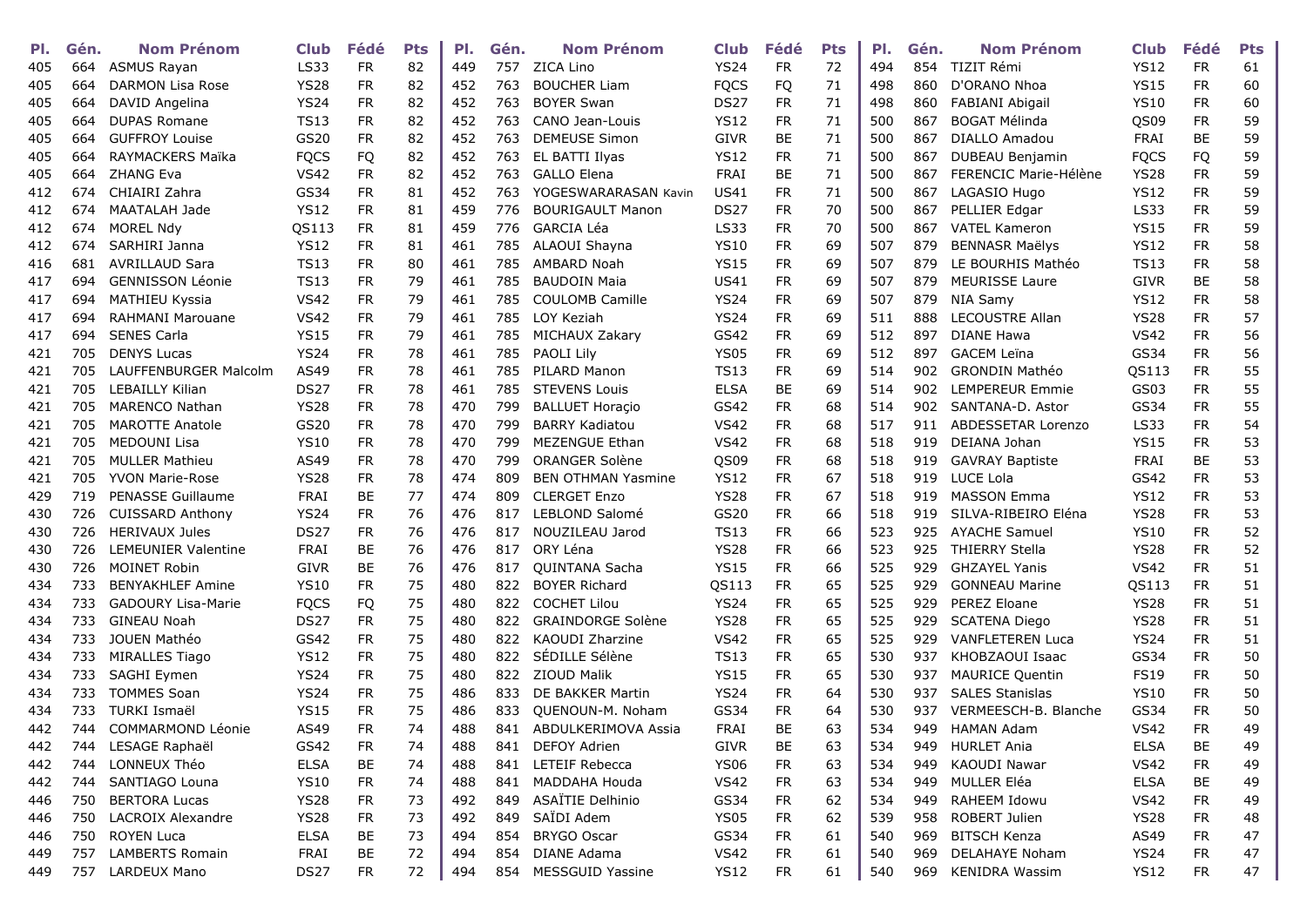| Pl. | Gén. | Nom Prénom | Club | Fédé | Pts |
|---|---|---|---|---|---|
| 405 | 664 | ASMUS Rayan | LS33 | FR | 82 |
| 405 | 664 | DARMON Lisa Rose | YS28 | FR | 82 |
| 405 | 664 | DAVID Angelina | YS24 | FR | 82 |
| 405 | 664 | DUPAS Romane | TS13 | FR | 82 |
| 405 | 664 | GUFFROY Louise | GS20 | FR | 82 |
| 405 | 664 | RAYMACKERS Maïka | FQCS | FQ | 82 |
| 405 | 664 | ZHANG Eva | VS42 | FR | 82 |
| 412 | 674 | CHIAIRI Zahra | GS34 | FR | 81 |
| 412 | 674 | MAATALAH Jade | YS12 | FR | 81 |
| 412 | 674 | MOREL Ndy | QS113 | FR | 81 |
| 412 | 674 | SARHIRI Janna | YS12 | FR | 81 |
| 416 | 681 | AVRILLAUD Sara | TS13 | FR | 80 |
| 417 | 694 | GENNISSON Léonie | TS13 | FR | 79 |
| 417 | 694 | MATHIEU Kyssia | VS42 | FR | 79 |
| 417 | 694 | RAHMANI Marouane | VS42 | FR | 79 |
| 417 | 694 | SENES Carla | YS15 | FR | 79 |
| 421 | 705 | DENYS Lucas | YS24 | FR | 78 |
| 421 | 705 | LAUFFENBURGER Malcolm | AS49 | FR | 78 |
| 421 | 705 | LEBAILLY Kilian | DS27 | FR | 78 |
| 421 | 705 | MARENCO Nathan | YS28 | FR | 78 |
| 421 | 705 | MAROTTE Anatole | GS20 | FR | 78 |
| 421 | 705 | MEDOUNI Lisa | YS10 | FR | 78 |
| 421 | 705 | MULLER Mathieu | AS49 | FR | 78 |
| 421 | 705 | YVON Marie-Rose | YS28 | FR | 78 |
| 429 | 719 | PENASSE Guillaume | FRAI | BE | 77 |
| 430 | 726 | CUISSARD Anthony | YS24 | FR | 76 |
| 430 | 726 | HERIVAUX Jules | DS27 | FR | 76 |
| 430 | 726 | LEMEUNIER Valentine | FRAI | BE | 76 |
| 430 | 726 | MOINET Robin | GIVR | BE | 76 |
| 434 | 733 | BENYAKHLEF Amine | YS10 | FR | 75 |
| 434 | 733 | GADOURY Lisa-Marie | FQCS | FQ | 75 |
| 434 | 733 | GINEAU Noah | DS27 | FR | 75 |
| 434 | 733 | JOUEN Mathéo | GS42 | FR | 75 |
| 434 | 733 | MIRALLES Tiago | YS12 | FR | 75 |
| 434 | 733 | SAGHI Eymen | YS24 | FR | 75 |
| 434 | 733 | TOMMES Soan | YS24 | FR | 75 |
| 434 | 733 | TURKI Ismaël | YS15 | FR | 75 |
| 442 | 744 | COMMARMOND Léonie | AS49 | FR | 74 |
| 442 | 744 | LESAGE Raphaël | GS42 | FR | 74 |
| 442 | 744 | LONNEUX Théo | ELSA | BE | 74 |
| 442 | 744 | SANTIAGO Louna | YS10 | FR | 74 |
| 446 | 750 | BERTORA Lucas | YS28 | FR | 73 |
| 446 | 750 | LACROIX Alexandre | YS28 | FR | 73 |
| 446 | 750 | ROYEN Luca | ELSA | BE | 73 |
| 449 | 757 | LAMBERTS Romain | FRAI | BE | 72 |
| 449 | 757 | LARDEUX Mano | DS27 | FR | 72 |
| 449 | 757 | ZICA Lino | YS24 | FR | 72 |
| 452 | 763 | BOUCHER Liam | FQCS | FQ | 71 |
| 452 | 763 | BOYER Swan | DS27 | FR | 71 |
| 452 | 763 | CANO Jean-Louis | YS12 | FR | 71 |
| 452 | 763 | DEMEUSE Simon | GIVR | BE | 71 |
| 452 | 763 | EL BATTI Ilyas | YS12 | FR | 71 |
| 452 | 763 | GALLO Elena | FRAI | BE | 71 |
| 452 | 763 | YOGESWARARASAN Kavin | US41 | FR | 71 |
| 459 | 776 | BOURIGAULT Manon | DS27 | FR | 70 |
| 459 | 776 | GARCIA Léa | LS33 | FR | 70 |
| 461 | 785 | ALAOUI Shayna | YS10 | FR | 69 |
| 461 | 785 | AMBARD Noah | YS15 | FR | 69 |
| 461 | 785 | BAUDOIN Maia | US41 | FR | 69 |
| 461 | 785 | COULOMB Camille | YS24 | FR | 69 |
| 461 | 785 | LOY Keziah | YS24 | FR | 69 |
| 461 | 785 | MICHAUX Zakary | GS42 | FR | 69 |
| 461 | 785 | PAOLI Lily | YS05 | FR | 69 |
| 461 | 785 | PILARD Manon | TS13 | FR | 69 |
| 461 | 785 | STEVENS Louis | ELSA | BE | 69 |
| 470 | 799 | BALLUET Horaçio | GS42 | FR | 68 |
| 470 | 799 | BARRY Kadiatou | VS42 | FR | 68 |
| 470 | 799 | MEZENGUE Ethan | VS42 | FR | 68 |
| 470 | 799 | ORANGER Solène | QS09 | FR | 68 |
| 474 | 809 | BEN OTHMAN Yasmine | YS12 | FR | 67 |
| 474 | 809 | CLERGET Enzo | YS28 | FR | 67 |
| 476 | 817 | LEBLOND Salomé | GS20 | FR | 66 |
| 476 | 817 | NOUZILEAU Jarod | TS13 | FR | 66 |
| 476 | 817 | ORY Léna | YS28 | FR | 66 |
| 476 | 817 | QUINTANA Sacha | YS15 | FR | 66 |
| 480 | 822 | BOYER Richard | QS113 | FR | 65 |
| 480 | 822 | COCHET Lilou | YS24 | FR | 65 |
| 480 | 822 | GRAINDORGE Solène | YS28 | FR | 65 |
| 480 | 822 | KAOUDI Zharzine | VS42 | FR | 65 |
| 480 | 822 | SÉDILLE Sélène | TS13 | FR | 65 |
| 480 | 822 | ZIOUD Malik | YS15 | FR | 65 |
| 486 | 833 | DE BAKKER Martin | YS24 | FR | 64 |
| 486 | 833 | QUENOUN-M. Noham | GS34 | FR | 64 |
| 488 | 841 | ABDULKERIMOVA Assia | FRAI | BE | 63 |
| 488 | 841 | DEFOY Adrien | GIVR | BE | 63 |
| 488 | 841 | LETEIF Rebecca | YS06 | FR | 63 |
| 488 | 841 | MADDAHA Houda | VS42 | FR | 63 |
| 492 | 849 | ASAÏTIE Delhinio | GS34 | FR | 62 |
| 492 | 849 | SAÏDI Adem | YS05 | FR | 62 |
| 494 | 854 | BRYGO Oscar | GS34 | FR | 61 |
| 494 | 854 | DIANE Adama | VS42 | FR | 61 |
| 494 | 854 | MESSGUID Yassine | YS12 | FR | 61 |
| 494 | 854 | TIZIT Rémi | YS12 | FR | 61 |
| 498 | 860 | D'ORANO Nhoa | YS15 | FR | 60 |
| 498 | 860 | FABIANI Abigail | YS10 | FR | 60 |
| 500 | 867 | BOGAT Mélinda | QS09 | FR | 59 |
| 500 | 867 | DIALLO Amadou | FRAI | BE | 59 |
| 500 | 867 | DUBEAU Benjamin | FQCS | FQ | 59 |
| 500 | 867 | FERENCIC Marie-Hélène | YS28 | FR | 59 |
| 500 | 867 | LAGASIO Hugo | YS12 | FR | 59 |
| 500 | 867 | PELLIER Edgar | LS33 | FR | 59 |
| 500 | 867 | VATEL Kameron | YS15 | FR | 59 |
| 507 | 879 | BENNASR Maëlys | YS12 | FR | 58 |
| 507 | 879 | LE BOURHIS Mathéo | TS13 | FR | 58 |
| 507 | 879 | MEURISSE Laure | GIVR | BE | 58 |
| 507 | 879 | NIA Samy | YS12 | FR | 58 |
| 511 | 888 | LECOUSTRE Allan | YS28 | FR | 57 |
| 512 | 897 | DIANE Hawa | VS42 | FR | 56 |
| 512 | 897 | GACEM Leïna | GS34 | FR | 56 |
| 514 | 902 | GRONDIN Mathéo | QS113 | FR | 55 |
| 514 | 902 | LEMPEREUR Emmie | GS03 | FR | 55 |
| 514 | 902 | SANTANA-D. Astor | GS34 | FR | 55 |
| 517 | 911 | ABDESSETAR Lorenzo | LS33 | FR | 54 |
| 518 | 919 | DEIANA Johan | YS15 | FR | 53 |
| 518 | 919 | GAVRAY Baptiste | FRAI | BE | 53 |
| 518 | 919 | LUCE Lola | GS42 | FR | 53 |
| 518 | 919 | MASSON Emma | YS12 | FR | 53 |
| 518 | 919 | SILVA-RIBEIRO Eléna | YS28 | FR | 53 |
| 523 | 925 | AYACHE Samuel | YS10 | FR | 52 |
| 523 | 925 | THIERRY Stella | YS28 | FR | 52 |
| 525 | 929 | GHZAYEL Yanis | VS42 | FR | 51 |
| 525 | 929 | GONNEAU Marine | QS113 | FR | 51 |
| 525 | 929 | PEREZ Eloane | YS28 | FR | 51 |
| 525 | 929 | SCATENA Diego | YS28 | FR | 51 |
| 525 | 929 | VANFLETEREN Luca | YS24 | FR | 51 |
| 530 | 937 | KHOBZAOUI Isaac | GS34 | FR | 50 |
| 530 | 937 | MAURICE Quentin | FS19 | FR | 50 |
| 530 | 937 | SALES Stanislas | YS10 | FR | 50 |
| 530 | 937 | VERMEESCH-B. Blanche | GS34 | FR | 50 |
| 534 | 949 | HAMAN Adam | VS42 | FR | 49 |
| 534 | 949 | HURLET Ania | ELSA | BE | 49 |
| 534 | 949 | KAOUDI Nawar | VS42 | FR | 49 |
| 534 | 949 | MULLER Eléa | ELSA | BE | 49 |
| 534 | 949 | RAHEEM Idowu | VS42 | FR | 49 |
| 539 | 958 | ROBERT Julien | YS28 | FR | 48 |
| 540 | 969 | BITSCH Kenza | AS49 | FR | 47 |
| 540 | 969 | DELAHAYE Noham | YS24 | FR | 47 |
| 540 | 969 | KENIDRA Wassim | YS12 | FR | 47 |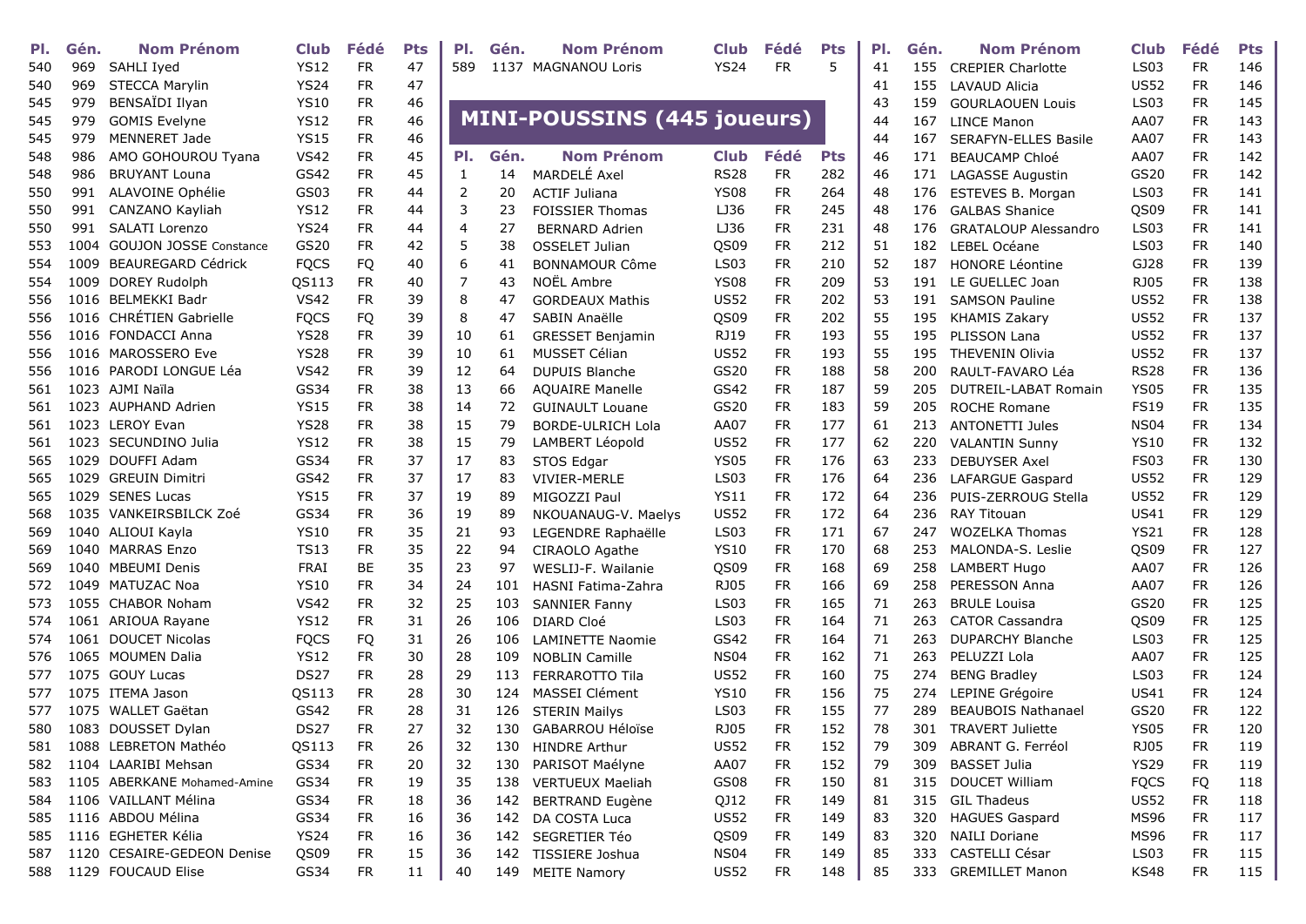| Pl. | Gén. | Nom Prénom | Club | Fédé | Pts |
|---|---|---|---|---|---|
| 540 | 969 | SAHLI Iyed | YS12 | FR | 47 |
| 540 | 969 | STECCA Marylin | YS24 | FR | 47 |
| 545 | 979 | BENSAÏDI Ilyan | YS10 | FR | 46 |
| 545 | 979 | GOMIS Evelyne | YS12 | FR | 46 |
| 545 | 979 | MENNERET Jade | YS15 | FR | 46 |
| 548 | 986 | AMO GOHOUROU Tyana | VS42 | FR | 45 |
| 548 | 986 | BRUYANT Louna | GS42 | FR | 45 |
| 550 | 991 | ALAVOINE Ophélie | GS03 | FR | 44 |
| 550 | 991 | CANZANO Kayliah | YS12 | FR | 44 |
| 550 | 991 | SALATI Lorenzo | YS24 | FR | 44 |
| 553 | 1004 | GOUJON JOSSE Constance | GS20 | FR | 42 |
| 554 | 1009 | BEAUREGARD Cédrick | FQCS | FQ | 40 |
| 554 | 1009 | DOREY Rudolph | QS113 | FR | 40 |
| 556 | 1016 | BELMEKKI Badr | VS42 | FR | 39 |
| 556 | 1016 | CHRÉTIEN Gabrielle | FQCS | FQ | 39 |
| 556 | 1016 | FONDACCI Anna | YS28 | FR | 39 |
| 556 | 1016 | MAROSSERO Eve | YS28 | FR | 39 |
| 556 | 1016 | PARODI LONGUE Léa | VS42 | FR | 39 |
| 561 | 1023 | AJMI Naïla | GS34 | FR | 38 |
| 561 | 1023 | AUPHAND Adrien | YS15 | FR | 38 |
| 561 | 1023 | LEROY Evan | YS28 | FR | 38 |
| 561 | 1023 | SECUNDINO Julia | YS12 | FR | 38 |
| 565 | 1029 | DOUFFI Adam | GS34 | FR | 37 |
| 565 | 1029 | GREUIN Dimitri | GS42 | FR | 37 |
| 565 | 1029 | SENES Lucas | YS15 | FR | 37 |
| 568 | 1035 | VANKEIRSBILCK Zoé | GS34 | FR | 36 |
| 569 | 1040 | ALIOUI Kayla | YS10 | FR | 35 |
| 569 | 1040 | MARRAS Enzo | TS13 | FR | 35 |
| 569 | 1040 | MBEUMI Denis | FRAI | BE | 35 |
| 572 | 1049 | MATUZAC Noa | YS10 | FR | 34 |
| 573 | 1055 | CHABOR Noham | VS42 | FR | 32 |
| 574 | 1061 | ARIOUA Rayane | YS12 | FR | 31 |
| 574 | 1061 | DOUCET Nicolas | FQCS | FQ | 31 |
| 576 | 1065 | MOUMEN Dalia | YS12 | FR | 30 |
| 577 | 1075 | GOUY Lucas | DS27 | FR | 28 |
| 577 | 1075 | ITEMA Jason | QS113 | FR | 28 |
| 577 | 1075 | WALLET Gaëtan | GS42 | FR | 28 |
| 580 | 1083 | DOUSSET Dylan | DS27 | FR | 27 |
| 581 | 1088 | LEBRETON Mathéo | QS113 | FR | 26 |
| 582 | 1104 | LAARIBI Mehsan | GS34 | FR | 20 |
| 583 | 1105 | ABERKANE Mohamed-Amine | GS34 | FR | 19 |
| 584 | 1106 | VAILLANT Mélina | GS34 | FR | 18 |
| 585 | 1116 | ABDOU Mélina | GS34 | FR | 16 |
| 585 | 1116 | EGHETER Kélia | YS24 | FR | 16 |
| 587 | 1120 | CESAIRE-GEDEON Denise | QS09 | FR | 15 |
| 588 | 1129 | FOUCAUD Elise | GS34 | FR | 11 |
| 589 | 1137 | MAGNANOU Loris | YS24 | FR | 5 |

## MINI-POUSSINS (445 joueurs)

| Pl. | Gén. | Nom Prénom | Club | Fédé | Pts |
|---|---|---|---|---|---|
| 1 | 14 | MARDELÉ Axel | RS28 | FR | 282 |
| 2 | 20 | ACTIF Juliana | YS08 | FR | 264 |
| 3 | 23 | FOISSIER Thomas | LJ36 | FR | 245 |
| 4 | 27 | BERNARD Adrien | LJ36 | FR | 231 |
| 5 | 38 | OSSELET Julian | QS09 | FR | 212 |
| 6 | 41 | BONNAMOUR Côme | LS03 | FR | 210 |
| 7 | 43 | NOËL Ambre | YS08 | FR | 209 |
| 8 | 47 | GORDEAUX Mathis | US52 | FR | 202 |
| 8 | 47 | SABIN Anaëlle | QS09 | FR | 202 |
| 10 | 61 | GRESSET Benjamin | RJ19 | FR | 193 |
| 10 | 61 | MUSSET Célian | US52 | FR | 193 |
| 12 | 64 | DUPUIS Blanche | GS20 | FR | 188 |
| 13 | 66 | AQUAIRE Manelle | GS42 | FR | 187 |
| 14 | 72 | GUINAULT Louane | GS20 | FR | 183 |
| 15 | 79 | BORDE-ULRICH Lola | AA07 | FR | 177 |
| 15 | 79 | LAMBERT Léopold | US52 | FR | 177 |
| 17 | 83 | STOS Edgar | YS05 | FR | 176 |
| 17 | 83 | VIVIER-MERLE | LS03 | FR | 176 |
| 19 | 89 | MIGOZZI Paul | YS11 | FR | 172 |
| 19 | 89 | NKOUANAUG-V. Maelys | US52 | FR | 172 |
| 21 | 93 | LEGENDRE Raphaëlle | LS03 | FR | 171 |
| 22 | 94 | CIRAOLO Agathe | YS10 | FR | 170 |
| 23 | 97 | WESLIJ-F. Wailanie | QS09 | FR | 168 |
| 24 | 101 | HASNI Fatima-Zahra | RJ05 | FR | 166 |
| 25 | 103 | SANNIER Fanny | LS03 | FR | 165 |
| 26 | 106 | DIARD Cloé | LS03 | FR | 164 |
| 26 | 106 | LAMINETTE Naomie | GS42 | FR | 164 |
| 28 | 109 | NOBLIN Camille | NS04 | FR | 162 |
| 29 | 113 | FERRAROTTO Tila | US52 | FR | 160 |
| 30 | 124 | MASSEI Clément | YS10 | FR | 156 |
| 31 | 126 | STERIN Mailys | LS03 | FR | 155 |
| 32 | 130 | GABARROU Héloïse | RJ05 | FR | 152 |
| 32 | 130 | HINDRE Arthur | US52 | FR | 152 |
| 32 | 130 | PARISOT Maélyne | AA07 | FR | 152 |
| 35 | 138 | VERTUEUX Maeliah | GS08 | FR | 150 |
| 36 | 142 | BERTRAND Eugène | QJ12 | FR | 149 |
| 36 | 142 | DA COSTA Luca | US52 | FR | 149 |
| 36 | 142 | SEGRETIER Téo | QS09 | FR | 149 |
| 36 | 142 | TISSIERE Joshua | NS04 | FR | 149 |
| 40 | 149 | MEITE Namory | US52 | FR | 148 |
| 41 | 155 | CREPIER Charlotte | LS03 | FR | 146 |
| 41 | 155 | LAVAUD Alicia | US52 | FR | 146 |
| 43 | 159 | GOURLAOUEN Louis | LS03 | FR | 145 |
| 44 | 167 | LINCE Manon | AA07 | FR | 143 |
| 44 | 167 | SERAFYN-ELLES Basile | AA07 | FR | 143 |
| 46 | 171 | BEAUCAMP Chloé | AA07 | FR | 142 |
| 46 | 171 | LAGASSE Augustin | GS20 | FR | 142 |
| 48 | 176 | ESTEVES B. Morgan | LS03 | FR | 141 |
| 48 | 176 | GALBAS Shanice | QS09 | FR | 141 |
| 48 | 176 | GRATALOUP Alessandro | LS03 | FR | 141 |
| 51 | 182 | LEBEL Océane | LS03 | FR | 140 |
| 52 | 187 | HONORE Léontine | GJ28 | FR | 139 |
| 53 | 191 | LE GUELLEC Joan | RJ05 | FR | 138 |
| 53 | 191 | SAMSON Pauline | US52 | FR | 138 |
| 55 | 195 | KHAMIS Zakary | US52 | FR | 137 |
| 55 | 195 | PLISSON Lana | US52 | FR | 137 |
| 55 | 195 | THEVENIN Olivia | US52 | FR | 137 |
| 58 | 200 | RAULT-FAVARO Léa | RS28 | FR | 136 |
| 59 | 205 | DUTREIL-LABAT Romain | YS05 | FR | 135 |
| 59 | 205 | ROCHE Romane | FS19 | FR | 135 |
| 61 | 213 | ANTONETTI Jules | NS04 | FR | 134 |
| 62 | 220 | VALANTIN Sunny | YS10 | FR | 132 |
| 63 | 233 | DEBUYSER Axel | FS03 | FR | 130 |
| 64 | 236 | LAFARGUE Gaspard | US52 | FR | 129 |
| 64 | 236 | PUIS-ZERROUG Stella | US52 | FR | 129 |
| 64 | 236 | RAY Titouan | US41 | FR | 129 |
| 67 | 247 | WOZELKA Thomas | YS21 | FR | 128 |
| 68 | 253 | MALONDA-S. Leslie | QS09 | FR | 127 |
| 69 | 258 | LAMBERT Hugo | AA07 | FR | 126 |
| 69 | 258 | PERESSON Anna | AA07 | FR | 126 |
| 71 | 263 | BRULE Louisa | GS20 | FR | 125 |
| 71 | 263 | CATOR Cassandra | QS09 | FR | 125 |
| 71 | 263 | DUPARCHY Blanche | LS03 | FR | 125 |
| 71 | 263 | PELUZZI Lola | AA07 | FR | 125 |
| 75 | 274 | BENG Bradley | LS03 | FR | 124 |
| 75 | 274 | LEPINE Grégoire | US41 | FR | 124 |
| 77 | 289 | BEAUBOIS Nathanael | GS20 | FR | 122 |
| 78 | 301 | TRAVERT Juliette | YS05 | FR | 120 |
| 79 | 309 | ABRANT G. Ferréol | RJ05 | FR | 119 |
| 79 | 309 | BASSET Julia | YS29 | FR | 119 |
| 81 | 315 | DOUCET William | FQCS | FQ | 118 |
| 81 | 315 | GIL Thadeus | US52 | FR | 118 |
| 83 | 320 | HAGUES Gaspard | MS96 | FR | 117 |
| 83 | 320 | NAILI Doriane | MS96 | FR | 117 |
| 85 | 333 | CASTELLI César | LS03 | FR | 115 |
| 85 | 333 | GREMILLET Manon | KS48 | FR | 115 |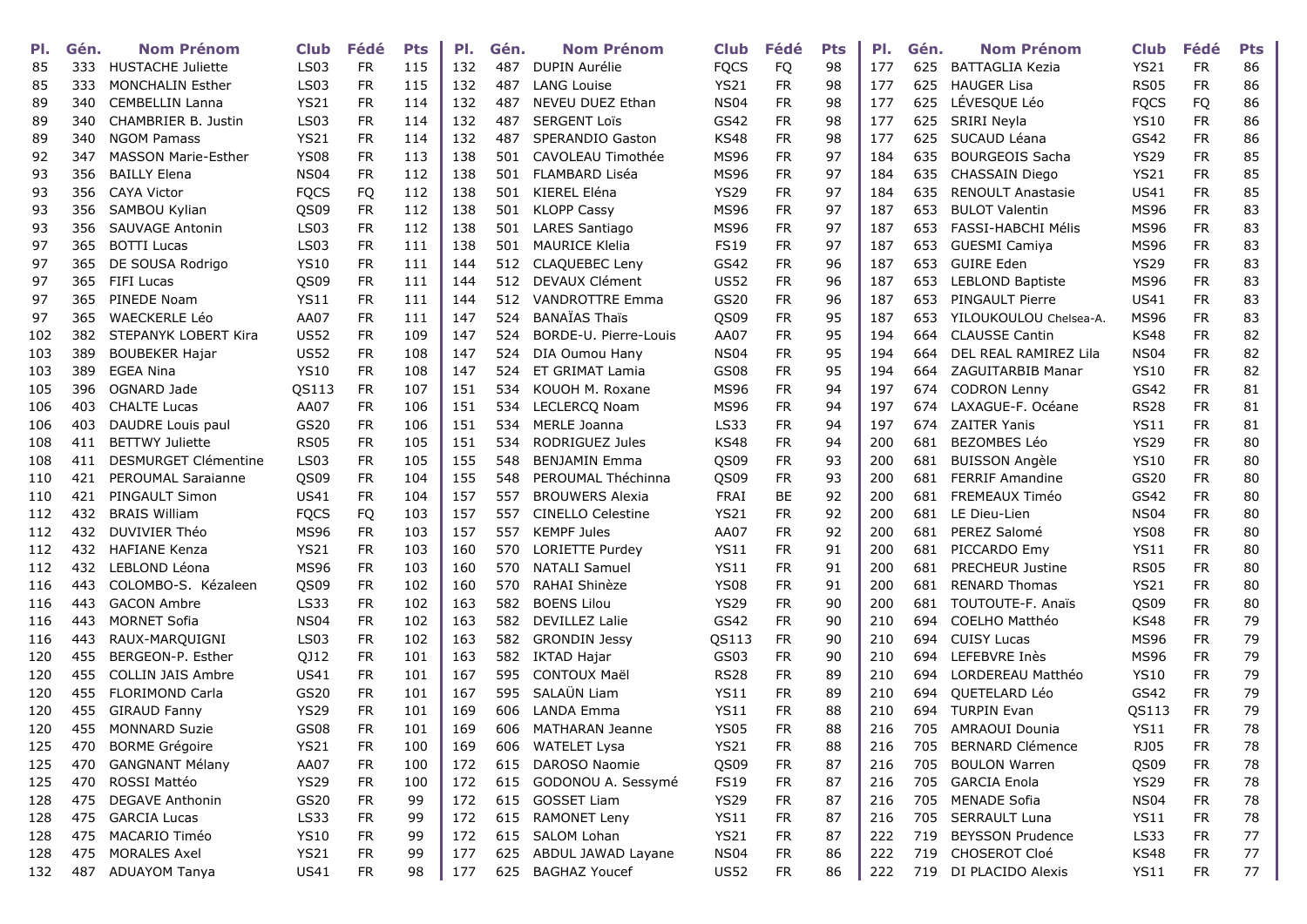| Pl. | Gén. | Nom Prénom | Club | Fédé | Pts |
|---|---|---|---|---|---|
| 85 | 333 | HUSTACHE Juliette | LS03 | FR | 115 |
| 85 | 333 | MONCHALIN Esther | LS03 | FR | 115 |
| 89 | 340 | CEMBELLIN Lanna | YS21 | FR | 114 |
| 89 | 340 | CHAMBRIER B. Justin | LS03 | FR | 114 |
| 89 | 340 | NGOM Pamass | YS21 | FR | 114 |
| 92 | 347 | MASSON Marie-Esther | YS08 | FR | 113 |
| 93 | 356 | BAILLY Elena | NS04 | FR | 112 |
| 93 | 356 | CAYA Victor | FQCS | FQ | 112 |
| 93 | 356 | SAMBOU Kylian | QS09 | FR | 112 |
| 93 | 356 | SAUVAGE Antonin | LS03 | FR | 112 |
| 97 | 365 | BOTTI Lucas | LS03 | FR | 111 |
| 97 | 365 | DE SOUSA Rodrigo | YS10 | FR | 111 |
| 97 | 365 | FIFI Lucas | QS09 | FR | 111 |
| 97 | 365 | PINEDE Noam | YS11 | FR | 111 |
| 97 | 365 | WAECKERLE Léo | AA07 | FR | 111 |
| 102 | 382 | STEPANYK LOBERT Kira | US52 | FR | 109 |
| 103 | 389 | BOUBEKER Hajar | US52 | FR | 108 |
| 103 | 389 | EGEA Nina | YS10 | FR | 108 |
| 105 | 396 | OGNARD Jade | QS113 | FR | 107 |
| 106 | 403 | CHALTE Lucas | AA07 | FR | 106 |
| 106 | 403 | DAUDRE Louis paul | GS20 | FR | 106 |
| 108 | 411 | BETTWY Juliette | RS05 | FR | 105 |
| 108 | 411 | DESMURGET Clémentine | LS03 | FR | 105 |
| 110 | 421 | PEROUMAL Saraianne | QS09 | FR | 104 |
| 110 | 421 | PINGAULT Simon | US41 | FR | 104 |
| 112 | 432 | BRAIS William | FQCS | FQ | 103 |
| 112 | 432 | DUVIVIER Théo | MS96 | FR | 103 |
| 112 | 432 | HAFIANE Kenza | YS21 | FR | 103 |
| 112 | 432 | LEBLOND Léona | MS96 | FR | 103 |
| 116 | 443 | COLOMBO-S. Kézaleen | QS09 | FR | 102 |
| 116 | 443 | GACON Ambre | LS33 | FR | 102 |
| 116 | 443 | MORNET Sofia | NS04 | FR | 102 |
| 116 | 443 | RAUX-MARQUIGNI | LS03 | FR | 102 |
| 120 | 455 | BERGEON-P. Esther | QJ12 | FR | 101 |
| 120 | 455 | COLLIN JAIS Ambre | US41 | FR | 101 |
| 120 | 455 | FLORIMOND Carla | GS20 | FR | 101 |
| 120 | 455 | GIRAUD Fanny | YS29 | FR | 101 |
| 120 | 455 | MONNARD Suzie | GS08 | FR | 101 |
| 125 | 470 | BORME Grégoire | YS21 | FR | 100 |
| 125 | 470 | GANGNANT Mélany | AA07 | FR | 100 |
| 125 | 470 | ROSSI Mattéo | YS29 | FR | 100 |
| 128 | 475 | DEGAVE Anthonin | GS20 | FR | 99 |
| 128 | 475 | GARCIA Lucas | LS33 | FR | 99 |
| 128 | 475 | MACARIO Timéo | YS10 | FR | 99 |
| 128 | 475 | MORALES Axel | YS21 | FR | 99 |
| 132 | 487 | ADUAYOM Tanya | US41 | FR | 98 |
| 132 | 487 | DUPIN Aurélie | FQCS | FQ | 98 |
| 132 | 487 | LANG Louise | YS21 | FR | 98 |
| 132 | 487 | NEVEU DUEZ Ethan | NS04 | FR | 98 |
| 132 | 487 | SERGENT Loïs | GS42 | FR | 98 |
| 132 | 487 | SPERANDIO Gaston | KS48 | FR | 98 |
| 138 | 501 | CAVOLEAU Timothée | MS96 | FR | 97 |
| 138 | 501 | FLAMBARD Liséa | MS96 | FR | 97 |
| 138 | 501 | KIEREL Eléna | YS29 | FR | 97 |
| 138 | 501 | KLOPP Cassy | MS96 | FR | 97 |
| 138 | 501 | LARES Santiago | MS96 | FR | 97 |
| 138 | 501 | MAURICE Klelia | FS19 | FR | 97 |
| 144 | 512 | CLAQUEBEC Leny | GS42 | FR | 96 |
| 144 | 512 | DEVAUX Clément | US52 | FR | 96 |
| 144 | 512 | VANDROTTRE Emma | GS20 | FR | 96 |
| 147 | 524 | BANAÏAS Thaïs | QS09 | FR | 95 |
| 147 | 524 | BORDE-U. Pierre-Louis | AA07 | FR | 95 |
| 147 | 524 | DIA Oumou Hany | NS04 | FR | 95 |
| 147 | 524 | ET GRIMAT Lamia | GS08 | FR | 95 |
| 151 | 534 | KOUOH M. Roxane | MS96 | FR | 94 |
| 151 | 534 | LECLERCQ Noam | MS96 | FR | 94 |
| 151 | 534 | MERLE Joanna | LS33 | FR | 94 |
| 151 | 534 | RODRIGUEZ Jules | KS48 | FR | 94 |
| 155 | 548 | BENJAMIN Emma | QS09 | FR | 93 |
| 155 | 548 | PEROUMAL Théchinna | QS09 | FR | 93 |
| 157 | 557 | BROUWERS Alexia | FRAI | BE | 92 |
| 157 | 557 | CINELLO Celestine | YS21 | FR | 92 |
| 157 | 557 | KEMPF Jules | AA07 | FR | 92 |
| 160 | 570 | LORIETTE Purdey | YS11 | FR | 91 |
| 160 | 570 | NATALI Samuel | YS11 | FR | 91 |
| 160 | 570 | RAHAI Shinèze | YS08 | FR | 91 |
| 163 | 582 | BOENS Lilou | YS29 | FR | 90 |
| 163 | 582 | DEVILLEZ Lalie | GS42 | FR | 90 |
| 163 | 582 | GRONDIN Jessy | QS113 | FR | 90 |
| 163 | 582 | IKTAD Hajar | GS03 | FR | 90 |
| 167 | 595 | CONTOUX Maël | RS28 | FR | 89 |
| 167 | 595 | SALAÜN Liam | YS11 | FR | 89 |
| 169 | 606 | LANDA Emma | YS11 | FR | 88 |
| 169 | 606 | MATHARAN Jeanne | YS05 | FR | 88 |
| 169 | 606 | WATELET Lysa | YS21 | FR | 88 |
| 172 | 615 | DAROSO Naomie | QS09 | FR | 87 |
| 172 | 615 | GODONOU A. Sessymé | FS19 | FR | 87 |
| 172 | 615 | GOSSET Liam | YS29 | FR | 87 |
| 172 | 615 | RAMONET Leny | YS11 | FR | 87 |
| 172 | 615 | SALOM Lohan | YS21 | FR | 87 |
| 177 | 625 | ABDUL JAWAD Layane | NS04 | FR | 86 |
| 177 | 625 | BAGHAZ Youcef | US52 | FR | 86 |
| 177 | 625 | BATTAGLIA Kezia | YS21 | FR | 86 |
| 177 | 625 | HAUGER Lisa | RS05 | FR | 86 |
| 177 | 625 | LÉVESQUE Léo | FQCS | FQ | 86 |
| 177 | 625 | SRIRI Neyla | YS10 | FR | 86 |
| 177 | 625 | SUCAUD Léana | GS42 | FR | 86 |
| 184 | 635 | BOURGEOIS Sacha | YS29 | FR | 85 |
| 184 | 635 | CHASSAIN Diego | YS21 | FR | 85 |
| 184 | 635 | RENOULT Anastasie | US41 | FR | 85 |
| 187 | 653 | BULOT Valentin | MS96 | FR | 83 |
| 187 | 653 | FASSI-HABCHI Mélis | MS96 | FR | 83 |
| 187 | 653 | GUESMI Camiya | MS96 | FR | 83 |
| 187 | 653 | GUIRE Eden | YS29 | FR | 83 |
| 187 | 653 | LEBLOND Baptiste | MS96 | FR | 83 |
| 187 | 653 | PINGAULT Pierre | US41 | FR | 83 |
| 187 | 653 | YILOUKOULOU Chelsea-A. | MS96 | FR | 83 |
| 194 | 664 | CLAUSSE Cantin | KS48 | FR | 82 |
| 194 | 664 | DEL REAL RAMIREZ Lila | NS04 | FR | 82 |
| 194 | 664 | ZAGUITARBIB Manar | YS10 | FR | 82 |
| 197 | 674 | CODRON Lenny | GS42 | FR | 81 |
| 197 | 674 | LAXAGUE-F. Océane | RS28 | FR | 81 |
| 197 | 674 | ZAITER Yanis | YS11 | FR | 81 |
| 200 | 681 | BEZOMBES Léo | YS29 | FR | 80 |
| 200 | 681 | BUISSON Angèle | YS10 | FR | 80 |
| 200 | 681 | FERRIF Amandine | GS20 | FR | 80 |
| 200 | 681 | FREMEAUX Timéo | GS42 | FR | 80 |
| 200 | 681 | LE Dieu-Lien | NS04 | FR | 80 |
| 200 | 681 | PEREZ Salomé | YS08 | FR | 80 |
| 200 | 681 | PICCARDO Emy | YS11 | FR | 80 |
| 200 | 681 | PRECHEUR Justine | RS05 | FR | 80 |
| 200 | 681 | RENARD Thomas | YS21 | FR | 80 |
| 200 | 681 | TOUTOUTE-F. Anaïs | QS09 | FR | 80 |
| 210 | 694 | COELHO Matthéo | KS48 | FR | 79 |
| 210 | 694 | CUISY Lucas | MS96 | FR | 79 |
| 210 | 694 | LEFEBVRE Inès | MS96 | FR | 79 |
| 210 | 694 | LORDEREAU Matthéo | YS10 | FR | 79 |
| 210 | 694 | QUETELARD Léo | GS42 | FR | 79 |
| 210 | 694 | TURPIN Evan | QS113 | FR | 79 |
| 216 | 705 | AMRAOUI Dounia | YS11 | FR | 78 |
| 216 | 705 | BERNARD Clémence | RJ05 | FR | 78 |
| 216 | 705 | BOULON Warren | QS09 | FR | 78 |
| 216 | 705 | GARCIA Enola | YS29 | FR | 78 |
| 216 | 705 | MENADE Sofia | NS04 | FR | 78 |
| 216 | 705 | SERRAULT Luna | YS11 | FR | 78 |
| 222 | 719 | BEYSSON Prudence | LS33 | FR | 77 |
| 222 | 719 | CHOSEROT Cloé | KS48 | FR | 77 |
| 222 | 719 | DI PLACIDO Alexis | YS11 | FR | 77 |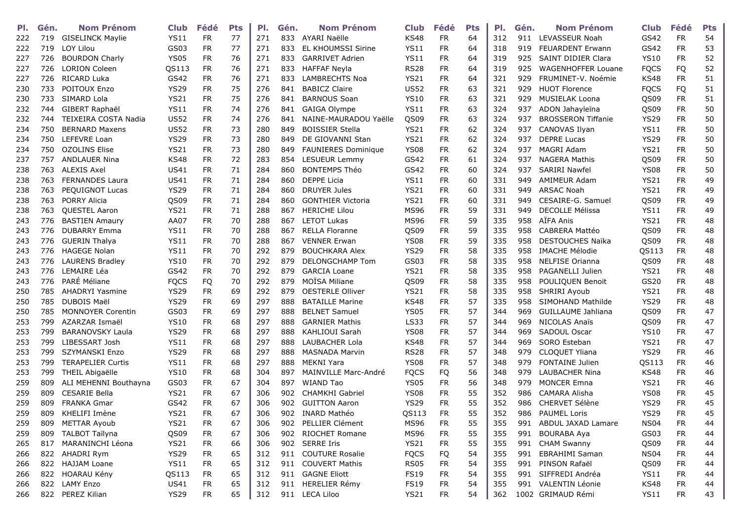| Pl. | Gén. | Nom Prénom | Club | Fédé | Pts |
|---|---|---|---|---|---|
| 222 | 719 | GISELINCK Maylie | YS11 | FR | 77 |
| 222 | 719 | LOY Lilou | GS03 | FR | 77 |
| 227 | 726 | BOURDON Charly | YS05 | FR | 76 |
| 227 | 726 | LORION Coleen | QS113 | FR | 76 |
| 227 | 726 | RICARD Luka | GS42 | FR | 76 |
| 230 | 733 | POITOUX Enzo | YS29 | FR | 75 |
| 230 | 733 | SIMARD Lola | YS21 | FR | 75 |
| 232 | 744 | GIBERT Raphaël | YS11 | FR | 74 |
| 232 | 744 | TEIXEIRA COSTA Nadia | US52 | FR | 74 |
| 234 | 750 | BERNARD Maxens | US52 | FR | 73 |
| 234 | 750 | LEFEVRE Loan | YS29 | FR | 73 |
| 234 | 750 | OZOLINS Elise | YS21 | FR | 73 |
| 237 | 757 | ANDLAUER Nina | KS48 | FR | 72 |
| 238 | 763 | ALEXIS Axel | US41 | FR | 71 |
| 238 | 763 | FERNANDES Laura | US41 | FR | 71 |
| 238 | 763 | PEQUIGNOT Lucas | YS29 | FR | 71 |
| 238 | 763 | PORRY Alicia | QS09 | FR | 71 |
| 238 | 763 | QUESTEL Aaron | YS21 | FR | 71 |
| 243 | 776 | BASTIEN Amaury | AA07 | FR | 70 |
| 243 | 776 | DUBARRY Emma | YS11 | FR | 70 |
| 243 | 776 | GUERIN Thalya | YS11 | FR | 70 |
| 243 | 776 | HAGEGE Nolan | YS11 | FR | 70 |
| 243 | 776 | LAURENS Bradley | YS10 | FR | 70 |
| 243 | 776 | LEMAIRE Léa | GS42 | FR | 70 |
| 243 | 776 | PARÉ Méliane | FQCS | FQ | 70 |
| 250 | 785 | AHADRYI Yasmine | YS29 | FR | 69 |
| 250 | 785 | DUBOIS Maël | YS29 | FR | 69 |
| 250 | 785 | MONNOYER Corentin | GS03 | FR | 69 |
| 253 | 799 | AZARZAR Ismaël | YS10 | FR | 68 |
| 253 | 799 | BARANOVSKY Laula | YS29 | FR | 68 |
| 253 | 799 | LIBESSART Josh | YS11 | FR | 68 |
| 253 | 799 | SZYMANSKI Enzo | YS29 | FR | 68 |
| 253 | 799 | TERAPELIER Curtis | YS11 | FR | 68 |
| 253 | 799 | THEIL Abigaëlle | YS10 | FR | 68 |
| 259 | 809 | ALI MEHENNI Bouthayna | GS03 | FR | 67 |
| 259 | 809 | CESARIE Bella | YS21 | FR | 67 |
| 259 | 809 | FRANKA Gmar | GS42 | FR | 67 |
| 259 | 809 | KHELIFI Imène | YS21 | FR | 67 |
| 259 | 809 | METTAR Ayoub | YS21 | FR | 67 |
| 259 | 809 | TALBOT Taïlyna | QS09 | FR | 67 |
| 265 | 817 | MARANINCHI Léona | YS21 | FR | 66 |
| 266 | 822 | AHADRI Rym | YS29 | FR | 65 |
| 266 | 822 | HAJJAM Loane | YS11 | FR | 65 |
| 266 | 822 | HOARAU Kény | QS113 | FR | 65 |
| 266 | 822 | LAMY Enzo | US41 | FR | 65 |
| 266 | 822 | PEREZ Kilian | YS29 | FR | 65 |
| 271 | 833 | AYARI Naëlle | KS48 | FR | 64 |
| 271 | 833 | EL KHOUMSSI Sirine | YS11 | FR | 64 |
| 271 | 833 | GARRIVET Adrien | YS11 | FR | 64 |
| 271 | 833 | HAFFAF Neyla | RS28 | FR | 64 |
| 271 | 833 | LAMBRECHTS Noa | YS21 | FR | 64 |
| 276 | 841 | BABICZ Claire | US52 | FR | 63 |
| 276 | 841 | BARNOUS Soan | YS10 | FR | 63 |
| 276 | 841 | GAIGA Olympe | YS11 | FR | 63 |
| 276 | 841 | NAINE-MAURADOU Yaëlle | QS09 | FR | 63 |
| 280 | 849 | BOISSIER Stella | YS21 | FR | 62 |
| 280 | 849 | DE GIOVANNI Stan | YS21 | FR | 62 |
| 280 | 849 | FAUNIERES Dominique | YS08 | FR | 62 |
| 283 | 854 | LESUEUR Lemmy | GS42 | FR | 61 |
| 284 | 860 | BONTEMPS Théo | GS42 | FR | 60 |
| 284 | 860 | DEPPE Licia | YS11 | FR | 60 |
| 284 | 860 | DRUYER Jules | YS21 | FR | 60 |
| 284 | 860 | GONTHIER Victoria | YS21 | FR | 60 |
| 288 | 867 | HERICHE Lilou | MS96 | FR | 59 |
| 288 | 867 | LETOT Lukas | MS96 | FR | 59 |
| 288 | 867 | RELLA Floranne | QS09 | FR | 59 |
| 288 | 867 | VENNER Erwan | YS08 | FR | 59 |
| 292 | 879 | BOUCHKARA Alex | YS29 | FR | 58 |
| 292 | 879 | DELONGCHAMP Tom | GS03 | FR | 58 |
| 292 | 879 | GARCIA Loane | YS21 | FR | 58 |
| 292 | 879 | MOÏSA Miliane | QS09 | FR | 58 |
| 292 | 879 | OESTERLE Olliver | YS21 | FR | 58 |
| 297 | 888 | BATAILLE Marine | KS48 | FR | 57 |
| 297 | 888 | BELNET Samuel | YS05 | FR | 57 |
| 297 | 888 | GARNIER Mathis | LS33 | FR | 57 |
| 297 | 888 | KAHLIOUI Sarah | YS08 | FR | 57 |
| 297 | 888 | LAUBACHER Lola | KS48 | FR | 57 |
| 297 | 888 | MASNADA Marvin | RS28 | FR | 57 |
| 297 | 888 | MEKNI Yara | YS08 | FR | 57 |
| 304 | 897 | MAINVILLE Marc-André | FQCS | FQ | 56 |
| 304 | 897 | WIAND Tao | YS05 | FR | 56 |
| 306 | 902 | CHAMKHI Gabriel | YS08 | FR | 55 |
| 306 | 902 | GUITTON Aaron | YS29 | FR | 55 |
| 306 | 902 | INARD Mathéo | QS113 | FR | 55 |
| 306 | 902 | PELLIER Clément | MS96 | FR | 55 |
| 306 | 902 | RIOCHET Romane | MS96 | FR | 55 |
| 306 | 902 | SERRE Iris | YS21 | FR | 55 |
| 312 | 911 | COUTURE Rosalie | FQCS | FQ | 54 |
| 312 | 911 | COUVERT Mathis | RS05 | FR | 54 |
| 312 | 911 | GAGNE Eliott | FS19 | FR | 54 |
| 312 | 911 | HERELIER Rémy | FS19 | FR | 54 |
| 312 | 911 | LECA Liloo | YS21 | FR | 54 |
| 312 | 911 | LEVASSEUR Noah | GS42 | FR | 54 |
| 318 | 919 | FEUARDENT Erwann | GS42 | FR | 53 |
| 319 | 925 | SAINT DIDIER Clara | YS10 | FR | 52 |
| 319 | 925 | WAGENHOFFER Louane | FQCS | FQ | 52 |
| 321 | 929 | FRUMINET-V. Noémie | KS48 | FR | 51 |
| 321 | 929 | HUOT Florence | FQCS | FQ | 51 |
| 321 | 929 | MUSIELAK Loona | QS09 | FR | 51 |
| 324 | 937 | ADON Jahayleïna | QS09 | FR | 50 |
| 324 | 937 | BROSSERON Tiffanie | YS29 | FR | 50 |
| 324 | 937 | CANOVAS Ilyan | YS11 | FR | 50 |
| 324 | 937 | DEPRE Lucas | YS29 | FR | 50 |
| 324 | 937 | MAGRI Adam | YS21 | FR | 50 |
| 324 | 937 | NAGERA Mathis | QS09 | FR | 50 |
| 324 | 937 | SARIRI Nawfel | YS08 | FR | 50 |
| 331 | 949 | AMIMEUR Adam | YS21 | FR | 49 |
| 331 | 949 | ARSAC Noah | YS21 | FR | 49 |
| 331 | 949 | CESAIRE-G. Samuel | QS09 | FR | 49 |
| 331 | 949 | DECOLLE Mélissa | YS11 | FR | 49 |
| 335 | 958 | AÏFA Anis | YS21 | FR | 48 |
| 335 | 958 | CABRERA Mattéo | QS09 | FR | 48 |
| 335 | 958 | DESTOUCHES Naïka | QS09 | FR | 48 |
| 335 | 958 | IMACHE Mélodie | QS113 | FR | 48 |
| 335 | 958 | NELFISE Orianna | QS09 | FR | 48 |
| 335 | 958 | PAGANELLI Julien | YS21 | FR | 48 |
| 335 | 958 | POULIQUEN Benoit | GS20 | FR | 48 |
| 335 | 958 | SHRIRI Ayoub | YS21 | FR | 48 |
| 335 | 958 | SIMOHAND Mathilde | YS29 | FR | 48 |
| 344 | 969 | GUILLAUME Jahliana | QS09 | FR | 47 |
| 344 | 969 | NICOLAS Anaïs | QS09 | FR | 47 |
| 344 | 969 | SADOUL Oscar | YS10 | FR | 47 |
| 344 | 969 | SORO Esteban | YS21 | FR | 47 |
| 348 | 979 | CLOQUET Yliana | YS29 | FR | 46 |
| 348 | 979 | FONTAINE Julien | QS113 | FR | 46 |
| 348 | 979 | LAUBACHER Nina | KS48 | FR | 46 |
| 348 | 979 | MONCER Emna | YS21 | FR | 46 |
| 352 | 986 | CAMARA Alisha | YS08 | FR | 45 |
| 352 | 986 | CHERVET Sélène | YS29 | FR | 45 |
| 352 | 986 | PAUMEL Loris | YS29 | FR | 45 |
| 355 | 991 | ABDUL JAXAD Lamare | NS04 | FR | 44 |
| 355 | 991 | BOURABA Aya | GS03 | FR | 44 |
| 355 | 991 | CHAM Swanny | QS09 | FR | 44 |
| 355 | 991 | EBRAHIMI Saman | NS04 | FR | 44 |
| 355 | 991 | PINSON Rafaël | QS09 | FR | 44 |
| 355 | 991 | SIFFREDI Andréa | YS11 | FR | 44 |
| 355 | 991 | VALENTIN Léonie | KS48 | FR | 44 |
| 362 | 1002 | GRIMAUD Rémi | YS11 | FR | 43 |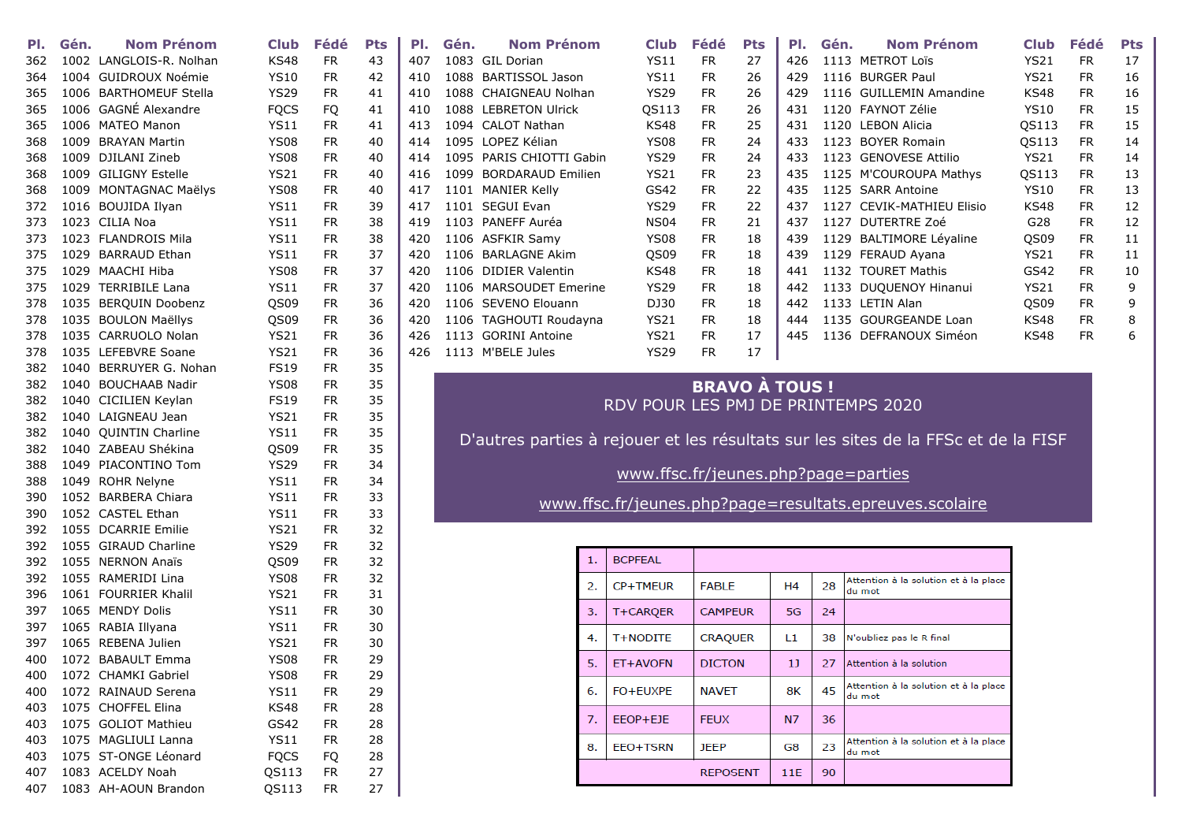| Pl. | Gén. | Nom Prénom | Club | Fédé | Pts |
|---|---|---|---|---|---|
| 362 | 1002 | LANGLOIS-R. Nolhan | KS48 | FR | 43 |
| 364 | 1004 | GUIDROUX Noémie | YS10 | FR | 42 |
| 365 | 1006 | BARTHOMEUF Stella | YS29 | FR | 41 |
| 365 | 1006 | GAGNÉ Alexandre | FQCS | FQ | 41 |
| 365 | 1006 | MATEO Manon | YS11 | FR | 41 |
| 368 | 1009 | BRAYAN Martin | YS08 | FR | 40 |
| 368 | 1009 | DJILANI Zineb | YS08 | FR | 40 |
| 368 | 1009 | GILIGNY Estelle | YS21 | FR | 40 |
| 368 | 1009 | MONTAGNAC Maëlys | YS08 | FR | 40 |
| 372 | 1016 | BOUJIDA Ilyan | YS11 | FR | 39 |
| 373 | 1023 | CILIA Noa | YS11 | FR | 38 |
| 373 | 1023 | FLANDROIS Mila | YS11 | FR | 38 |
| 375 | 1029 | BARRAUD Ethan | YS11 | FR | 37 |
| 375 | 1029 | MAACHI Hiba | YS08 | FR | 37 |
| 375 | 1029 | TERRIBILE Lana | YS11 | FR | 37 |
| 378 | 1035 | BERQUIN Doobenz | QS09 | FR | 36 |
| 378 | 1035 | BOULON Maëllys | QS09 | FR | 36 |
| 378 | 1035 | CARRUOLO Nolan | YS21 | FR | 36 |
| 378 | 1035 | LEFEBVRE Soane | YS21 | FR | 36 |
| 382 | 1040 | BERRUYER G. Nohan | FS19 | FR | 35 |
| 382 | 1040 | BOUCHAAB Nadir | YS08 | FR | 35 |
| 382 | 1040 | CICILIEN Keylan | FS19 | FR | 35 |
| 382 | 1040 | LAIGNEAU Jean | YS21 | FR | 35 |
| 382 | 1040 | QUINTIN Charline | YS11 | FR | 35 |
| 382 | 1040 | ZABEAU Shékina | QS09 | FR | 35 |
| 388 | 1049 | PIACONTINO Tom | YS29 | FR | 34 |
| 388 | 1049 | ROHR Nelyne | YS11 | FR | 34 |
| 390 | 1052 | BARBERA Chiara | YS11 | FR | 33 |
| 390 | 1052 | CASTEL Ethan | YS11 | FR | 33 |
| 392 | 1055 | DCARRIE Emilie | YS21 | FR | 32 |
| 392 | 1055 | GIRAUD Charline | YS29 | FR | 32 |
| 392 | 1055 | NERNON Anaïs | QS09 | FR | 32 |
| 392 | 1055 | RAMERIDI Lina | YS08 | FR | 32 |
| 396 | 1061 | FOURRIER Khalil | YS21 | FR | 31 |
| 397 | 1065 | MENDY Dolis | YS11 | FR | 30 |
| 397 | 1065 | RABIA Illyana | YS11 | FR | 30 |
| 397 | 1065 | REBENA Julien | YS21 | FR | 30 |
| 400 | 1072 | BABAULT Emma | YS08 | FR | 29 |
| 400 | 1072 | CHAMKI Gabriel | YS08 | FR | 29 |
| 400 | 1072 | RAINAUD Serena | YS11 | FR | 29 |
| 403 | 1075 | CHOFFEL Elina | KS48 | FR | 28 |
| 403 | 1075 | GOLIOT Mathieu | GS42 | FR | 28 |
| 403 | 1075 | MAGLIULI Lanna | YS11 | FR | 28 |
| 403 | 1075 | ST-ONGE Léonard | FQCS | FQ | 28 |
| 407 | 1083 | ACELDY Noah | QS113 | FR | 27 |
| 407 | 1083 | AH-AOUN Brandon | QS113 | FR | 27 |
| 407 | 1083 | GIL Dorian | YS11 | FR | 27 |
| 410 | 1088 | BARTISSOL Jason | YS11 | FR | 26 |
| 410 | 1088 | CHAIGNEAU Nolhan | YS29 | FR | 26 |
| 410 | 1088 | LEBRETON Ulrick | QS113 | FR | 26 |
| 413 | 1094 | CALOT Nathan | KS48 | FR | 25 |
| 414 | 1095 | LOPEZ Kélian | YS08 | FR | 24 |
| 414 | 1095 | PARIS CHIOTTI Gabin | YS29 | FR | 24 |
| 416 | 1099 | BORDARAUD Emilien | YS21 | FR | 23 |
| 417 | 1101 | MANIER Kelly | GS42 | FR | 22 |
| 417 | 1101 | SEGUI Evan | YS29 | FR | 22 |
| 419 | 1103 | PANEFF Auréa | NS04 | FR | 21 |
| 420 | 1106 | ASFKIR Samy | YS08 | FR | 18 |
| 420 | 1106 | BARLAGNE Akim | QS09 | FR | 18 |
| 420 | 1106 | DIDIER Valentin | KS48 | FR | 18 |
| 420 | 1106 | MARSOUDET Emerine | YS29 | FR | 18 |
| 420 | 1106 | SEVENO Elouann | DJ30 | FR | 18 |
| 420 | 1106 | TAGHOUTI Roudayna | YS21 | FR | 18 |
| 426 | 1113 | GORINI Antoine | YS21 | FR | 17 |
| 426 | 1113 | M'BELE Jules | YS29 | FR | 17 |
| 426 | 1113 | METROT Loïs | YS21 | FR | 17 |
| 429 | 1116 | BURGER Paul | YS21 | FR | 16 |
| 429 | 1116 | GUILLEMIN Amandine | KS48 | FR | 16 |
| 431 | 1120 | FAYNOT Zélie | YS10 | FR | 15 |
| 431 | 1120 | LEBON Alicia | QS113 | FR | 15 |
| 433 | 1123 | BOYER Romain | QS113 | FR | 14 |
| 433 | 1123 | GENOVESE Attilio | YS21 | FR | 14 |
| 435 | 1125 | M'COUROUPA Mathys | QS113 | FR | 13 |
| 435 | 1125 | SARR Antoine | YS10 | FR | 13 |
| 437 | 1127 | CEVIK-MATHIEU Elisio | KS48 | FR | 12 |
| 437 | 1127 | DUTERTRE Zoé | G28 | FR | 12 |
| 439 | 1129 | BALTIMORE Léyaline | QS09 | FR | 11 |
| 439 | 1129 | FERAUD Ayana | YS21 | FR | 11 |
| 441 | 1132 | TOURET Mathis | GS42 | FR | 10 |
| 442 | 1133 | DUQUENOY Hinanui | YS21 | FR | 9 |
| 442 | 1133 | LETIN Alan | QS09 | FR | 9 |
| 444 | 1135 | GOURGEANDE Loan | KS48 | FR | 8 |
| 445 | 1136 | DEFRANOUX Siméon | KS48 | FR | 6 |

**BRAVO À TOUS !**

RDV POUR LES PMJ DE PRINTEMPS 2020

D'autres parties à rejouer et les résultats sur les sites de la FFSc et de la FISF

www.ffsc.fr/jeunes.php?page=parties

www.ffsc.fr/jeunes.php?page=resultats.epreuves.scolaire

| | | | | | |
|---|---|---|---|---|---|
| 1. | BCPFEAL | | | | |
| 2. | CP+TMEUR | FABLE | H4 | 28 | Attention à la solution et à la place du mot |
| 3. | T+CARQER | CAMPEUR | 5G | 24 | |
| 4. | T+NODITE | CRAQUER | L1 | 38 | N'oubliez pas le R final |
| 5. | ET+AVOFN | DICTON | 1J | 27 | Attention à la solution |
| 6. | FO+EUXPE | NAVET | 8K | 45 | Attention à la solution et à la place du mot |
| 7. | EEOP+EJE | FEUX | N7 | 36 | |
| 8. | EEO+TSRN | JEEP | G8 | 23 | Attention à la solution et à la place du mot |
| | | REPOSENT | 11E | 90 | |